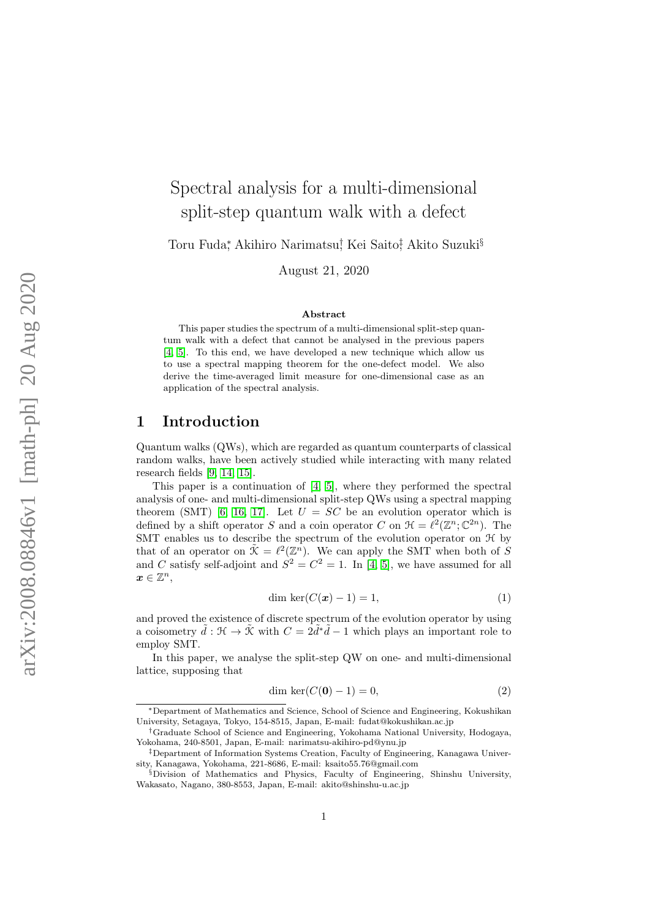# Spectral analysis for a multi-dimensional split-step quantum walk with a defect

Toru Fuda[*], Akihiro Narimatsu[†], Kei Saito[‡], Akito Suzuki[§]

August 21, 2020

## Abstract

This paper studies the spectrum of a multi-dimensional split-step quantum walk with a defect that cannot be analysed in the previous papers [4, 5]. To this end, we have developed a new technique which allow us to use a spectral mapping theorem for the one-defect model. We also derive the time-averaged limit measure for one-dimensional case as an application of the spectral analysis.

## 1 Introduction

Quantum walks (QWs), which are regarded as quantum counterparts of classical random walks, have been actively studied while interacting with many related research fields [9, 14, 15].

This paper is a continuation of [4, 5], where they performed the spectral analysis of one- and multi-dimensional split-step QWs using a spectral mapping theorem (SMT) [6, 16, 17]. Let $U = SC$ be an evolution operator which is defined by a shift operator $S$ and a coin operator $C$ on $\mathcal{H} = \ell^2(\mathbb{Z}^n; \mathbb{C}^{2n})$. The SMT enables us to describe the spectrum of the evolution operator on $\mathcal{H}$ by that of an operator on $\tilde{\mathcal{K}} = \ell^2(\mathbb{Z}^n)$. We can apply the SMT when both of $S$ and $C$ satisfy self-adjoint and $S^2 = C^2 = 1$. In [4, 5], we have assumed for all $\boldsymbol{x} \in \mathbb{Z}^n$,

$$\dim \ker(C(\boldsymbol{x}) - 1) = 1, \tag{1}$$

and proved the existence of discrete spectrum of the evolution operator by using a coisometry $\tilde{d} : \mathcal{H} \to \tilde{\mathcal{K}}$ with $C = 2\tilde{d}^*\tilde{d} - 1$ which plays an important role to employ SMT.

In this paper, we analyse the split-step QW on one- and multi-dimensional lattice, supposing that

$$\dim \ker(C(\mathbf{0}) - 1) = 0, \tag{2}$$

---

[*] Department of Mathematics and Science, School of Science and Engineering, Kokushikan University, Setagaya, Tokyo, 154-8515, Japan, E-mail: fudat@kokushikan.ac.jp

[†] Graduate School of Science and Engineering, Yokohama National University, Hodogaya, Yokohama, 240-8501, Japan, E-mail: narimatsu-akihiro-pd@ynu.jp

[‡] Department of Information Systems Creation, Faculty of Engineering, Kanagawa University, Kanagawa, Yokohama, 221-8686, E-mail: ksaito55.76@gmail.com

[§] Division of Mathematics and Physics, Faculty of Engineering, Shinshu University, Wakasato, Nagano, 380-8553, Japan, E-mail: akito@shinshu-u.ac.jp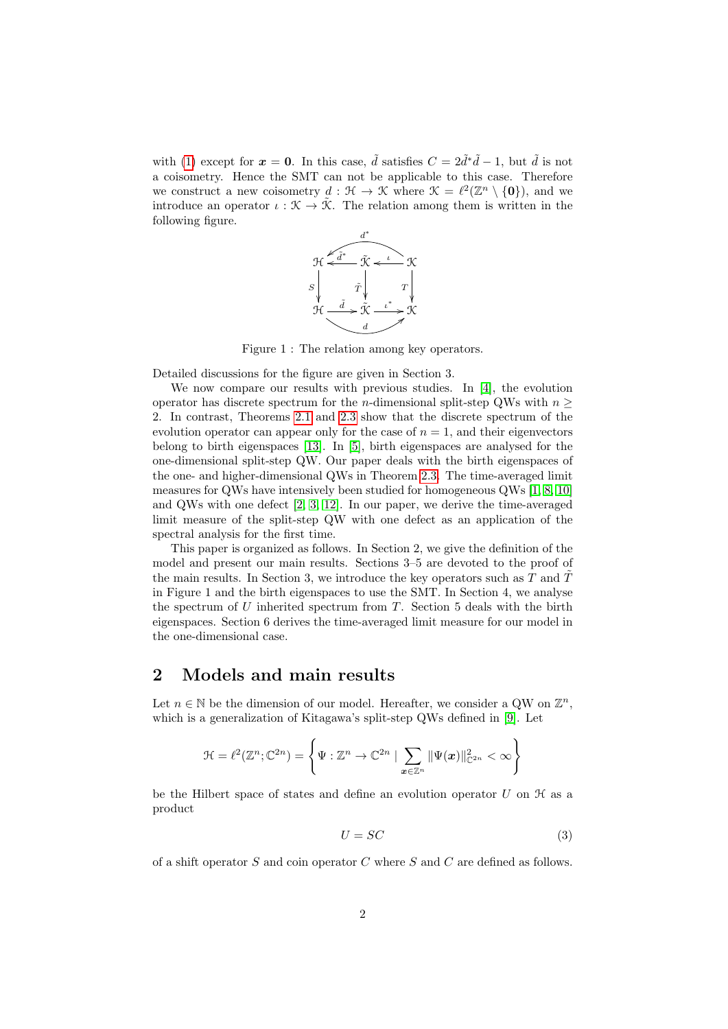with (1) except for $\boldsymbol{x} = \mathbf{0}$. In this case, $\tilde{d}$ satisfies $C = 2\tilde{d}^*\tilde{d} - 1$, but $\tilde{d}$ is not a coisometry. Hence the SMT can not be applicable to this case. Therefore we construct a new coisometry $d : \mathcal{H} \to \mathcal{K}$ where $\mathcal{K} = \ell^2(\mathbb{Z}^n \setminus \{\mathbf{0}\})$, and we introduce an operator $\iota : \mathcal{K} \to \tilde{\mathcal{K}}$. The relation among them is written in the following figure.

$$
\begin{array}{ccccc}
 & & \overset{d^*}{\curvearrowleft} & & \\
\mathcal{H} & \xleftarrow{\tilde{d}^*} & \tilde{\mathcal{K}} & \xleftarrow{\iota} & \mathcal{K} \\
\Big\downarrow S & & \Big\downarrow \tilde{T} & & \Big\downarrow T \\
\mathcal{H} & \xrightarrow{\tilde{d}} & \tilde{\mathcal{K}} & \xrightarrow{\iota^*} & \mathcal{K} \\
 & & \underset{d}{\curvearrowright} & &
\end{array}
$$

Figure 1 : The relation among key operators.

Detailed discussions for the figure are given in Section 3.

We now compare our results with previous studies. In [4], the evolution operator has discrete spectrum for the $n$-dimensional split-step QWs with $n \geq 2$. In contrast, Theorems 2.1 and 2.3 show that the discrete spectrum of the evolution operator can appear only for the case of $n = 1$, and their eigenvectors belong to birth eigenspaces [13]. In [5], birth eigenspaces are analysed for the one-dimensional split-step QW. Our paper deals with the birth eigenspaces of the one- and higher-dimensional QWs in Theorem 2.3. The time-averaged limit measures for QWs have intensively been studied for homogeneous QWs [1, 8, 10] and QWs with one defect [2, 3, 12]. In our paper, we derive the time-averaged limit measure of the split-step QW with one defect as an application of the spectral analysis for the first time.

This paper is organized as follows. In Section 2, we give the definition of the model and present our main results. Sections 3–5 are devoted to the proof of the main results. In Section 3, we introduce the key operators such as $T$ and $\tilde{T}$ in Figure 1 and the birth eigenspaces to use the SMT. In Section 4, we analyse the spectrum of $U$ inherited spectrum from $T$. Section 5 deals with the birth eigenspaces. Section 6 derives the time-averaged limit measure for our model in the one-dimensional case.

## 2 Models and main results

Let $n \in \mathbb{N}$ be the dimension of our model. Hereafter, we consider a QW on $\mathbb{Z}^n$, which is a generalization of Kitagawa's split-step QWs defined in [9]. Let

$$\mathcal{H} = \ell^2(\mathbb{Z}^n; \mathbb{C}^{2n}) = \left\{ \Psi : \mathbb{Z}^n \to \mathbb{C}^{2n} \mid \sum_{\boldsymbol{x} \in \mathbb{Z}^n} \|\Psi(\boldsymbol{x})\|^2_{\mathbb{C}^{2n}} < \infty \right\}$$

be the Hilbert space of states and define an evolution operator $U$ on $\mathcal{H}$ as a product

$$U = SC \tag{3}$$

of a shift operator $S$ and coin operator $C$ where $S$ and $C$ are defined as follows.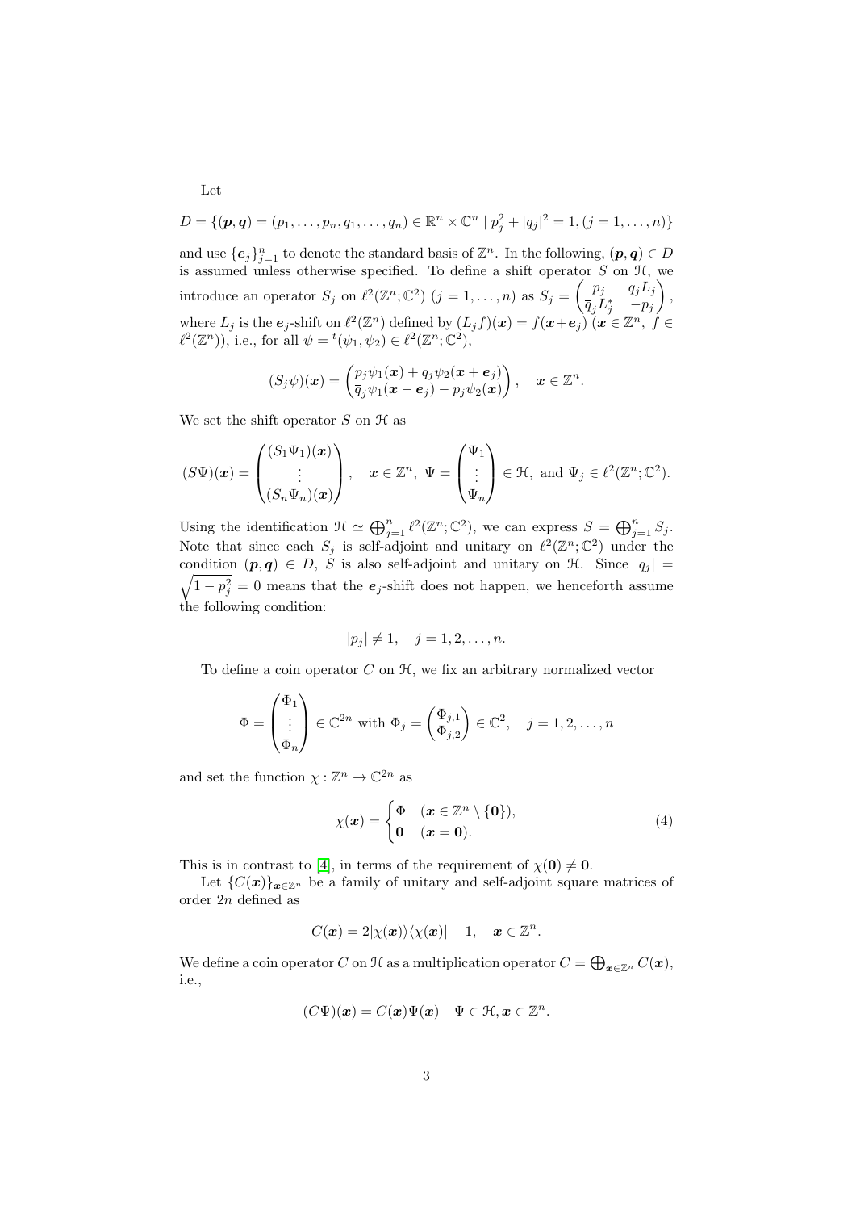Let

$$D = \{(\boldsymbol{p}, \boldsymbol{q}) = (p_1, \dots, p_n, q_1, \dots, q_n) \in \mathbb{R}^n \times \mathbb{C}^n \mid p_j^2 + |q_j|^2 = 1, (j = 1, \dots, n)\}$$

and use $\{\boldsymbol{e}_j\}_{j=1}^n$ to denote the standard basis of $\mathbb{Z}^n$. In the following, $(\boldsymbol{p}, \boldsymbol{q}) \in D$ is assumed unless otherwise specified. To define a shift operator $S$ on $\mathcal{H}$, we introduce an operator $S_j$ on $\ell^2(\mathbb{Z}^n; \mathbb{C}^2)$ $(j = 1, \dots, n)$ as $S_j = \begin{pmatrix} p_j & q_j L_j \\ \overline{q}_j L_j^* & -p_j \end{pmatrix}$, where $L_j$ is the $\boldsymbol{e}_j$-shift on $\ell^2(\mathbb{Z}^n)$ defined by $(L_j f)(\boldsymbol{x}) = f(\boldsymbol{x} + \boldsymbol{e}_j)$ $(\boldsymbol{x} \in \mathbb{Z}^n,\ f \in \ell^2(\mathbb{Z}^n))$, i.e., for all $\psi = {}^t(\psi_1, \psi_2) \in \ell^2(\mathbb{Z}^n; \mathbb{C}^2)$,

$$(S_j \psi)(\boldsymbol{x}) = \begin{pmatrix} p_j \psi_1(\boldsymbol{x}) + q_j \psi_2(\boldsymbol{x} + \boldsymbol{e}_j) \\ \overline{q}_j \psi_1(\boldsymbol{x} - \boldsymbol{e}_j) - p_j \psi_2(\boldsymbol{x}) \end{pmatrix}, \quad \boldsymbol{x} \in \mathbb{Z}^n.$$

We set the shift operator $S$ on $\mathcal{H}$ as

$$(S\Psi)(\boldsymbol{x}) = \begin{pmatrix} (S_1 \Psi_1)(\boldsymbol{x}) \\ \vdots \\ (S_n \Psi_n)(\boldsymbol{x}) \end{pmatrix}, \quad \boldsymbol{x} \in \mathbb{Z}^n,\ \Psi = \begin{pmatrix} \Psi_1 \\ \vdots \\ \Psi_n \end{pmatrix} \in \mathcal{H}, \text{ and } \Psi_j \in \ell^2(\mathbb{Z}^n; \mathbb{C}^2).$$

Using the identification $\mathcal{H} \simeq \bigoplus_{j=1}^n \ell^2(\mathbb{Z}^n; \mathbb{C}^2)$, we can express $S = \bigoplus_{j=1}^n S_j$. Note that since each $S_j$ is self-adjoint and unitary on $\ell^2(\mathbb{Z}^n; \mathbb{C}^2)$ under the condition $(\boldsymbol{p}, \boldsymbol{q}) \in D$, $S$ is also self-adjoint and unitary on $\mathcal{H}$. Since $|q_j| = \sqrt{1 - p_j^2} = 0$ means that the $\boldsymbol{e}_j$-shift does not happen, we henceforth assume the following condition:

$$|p_j| \neq 1, \quad j = 1, 2, \dots, n.$$

To define a coin operator $C$ on $\mathcal{H}$, we fix an arbitrary normalized vector

$$\Phi = \begin{pmatrix} \Phi_1 \\ \vdots \\ \Phi_n \end{pmatrix} \in \mathbb{C}^{2n} \text{ with } \Phi_j = \begin{pmatrix} \Phi_{j,1} \\ \Phi_{j,2} \end{pmatrix} \in \mathbb{C}^2, \quad j = 1, 2, \dots, n$$

and set the function $\chi : \mathbb{Z}^n \to \mathbb{C}^{2n}$ as

$$\chi(\boldsymbol{x}) = \begin{cases} \Phi & (\boldsymbol{x} \in \mathbb{Z}^n \setminus \{\boldsymbol{0}\}), \\ \boldsymbol{0} & (\boldsymbol{x} = \boldsymbol{0}). \end{cases} \tag{4}$$

This is in contrast to [4], in terms of the requirement of $\chi(\boldsymbol{0}) \neq \boldsymbol{0}$.

Let $\{C(\boldsymbol{x})\}_{\boldsymbol{x} \in \mathbb{Z}^n}$ be a family of unitary and self-adjoint square matrices of order $2n$ defined as

$$C(\boldsymbol{x}) = 2|\chi(\boldsymbol{x})\rangle\langle\chi(\boldsymbol{x})| - 1, \quad \boldsymbol{x} \in \mathbb{Z}^n.$$

We define a coin operator $C$ on $\mathcal{H}$ as a multiplication operator $C = \bigoplus_{\boldsymbol{x} \in \mathbb{Z}^n} C(\boldsymbol{x})$, i.e.,

$$(C\Psi)(\boldsymbol{x}) = C(\boldsymbol{x})\Psi(\boldsymbol{x}) \quad \Psi \in \mathcal{H}, \boldsymbol{x} \in \mathbb{Z}^n.$$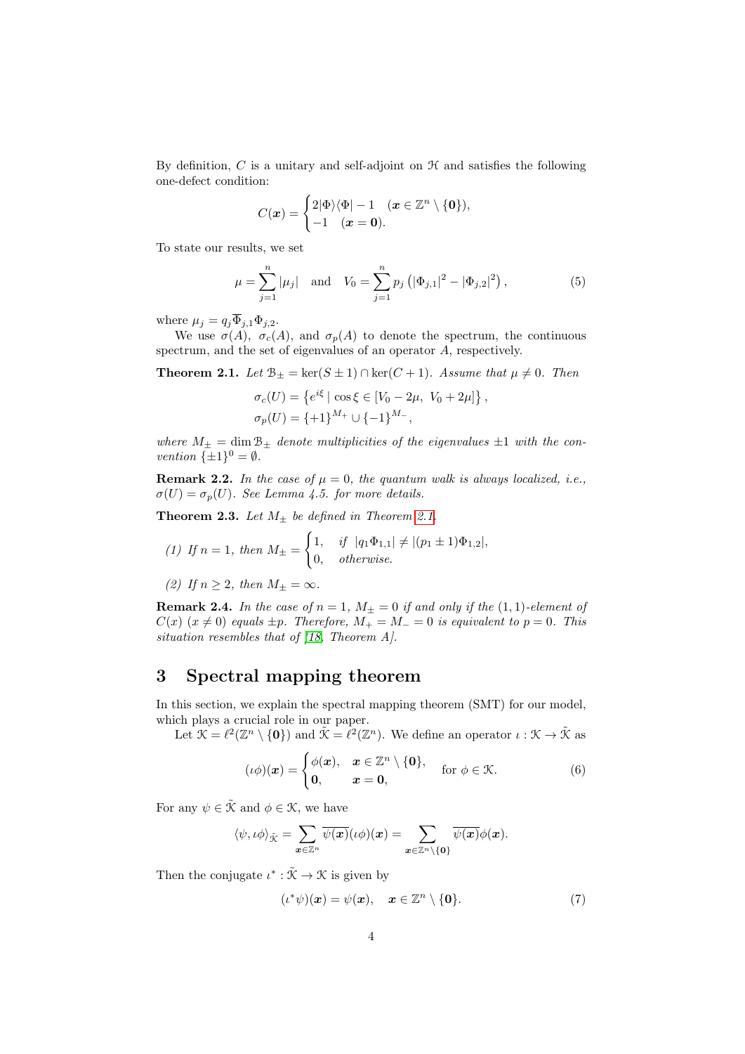By definition, $C$ is a unitary and self-adjoint on $\mathcal{H}$ and satisfies the following one-defect condition:

$$C(\boldsymbol{x}) = \begin{cases} 2|\Phi\rangle\langle\Phi| - 1 & (\boldsymbol{x} \in \mathbb{Z}^n \setminus \{\boldsymbol{0}\}), \\ -1 & (\boldsymbol{x} = \boldsymbol{0}). \end{cases}$$

To state our results, we set

$$\mu = \sum_{j=1}^{n} |\mu_j| \quad \text{and} \quad V_0 = \sum_{j=1}^{n} p_j \left( |\Phi_{j,1}|^2 - |\Phi_{j,2}|^2 \right), \tag{5}$$

where $\mu_j = q_j \overline{\Phi}_{j,1} \Phi_{j,2}$.

We use $\sigma(A)$, $\sigma_c(A)$, and $\sigma_p(A)$ to denote the spectrum, the continuous spectrum, and the set of eigenvalues of an operator $A$, respectively.

**Theorem 2.1.** *Let $\mathcal{B}_\pm = \ker(S \pm 1) \cap \ker(C + 1)$. Assume that $\mu \neq 0$. Then*

$$\sigma_c(U) = \left\{ e^{i\xi} \mid \cos\xi \in [V_0 - 2\mu,\ V_0 + 2\mu] \right\},$$
$$\sigma_p(U) = \{+1\}^{M_+} \cup \{-1\}^{M_-},$$

*where $M_\pm = \dim \mathcal{B}_\pm$ denote multiplicities of the eigenvalues $\pm 1$ with the convention $\{\pm 1\}^0 = \emptyset$.*

**Remark 2.2.** *In the case of $\mu = 0$, the quantum walk is always localized, i.e., $\sigma(U) = \sigma_p(U)$. See Lemma 4.5. for more details.*

**Theorem 2.3.** *Let $M_\pm$ be defined in Theorem 2.1.*

*(1) If $n = 1$, then* $M_\pm = \begin{cases} 1, & \text{if } |q_1 \Phi_{1,1}| \neq |(p_1 \pm 1)\Phi_{1,2}|, \\ 0, & \text{otherwise.} \end{cases}$

*(2) If $n \geq 2$, then $M_\pm = \infty$.*

**Remark 2.4.** *In the case of $n = 1$, $M_\pm = 0$ if and only if the $(1,1)$-element of $C(x)$ $(x \neq 0)$ equals $\pm p$. Therefore, $M_+ = M_- = 0$ is equivalent to $p = 0$. This situation resembles that of [18, Theorem A].*

# 3 Spectral mapping theorem

In this section, we explain the spectral mapping theorem (SMT) for our model, which plays a crucial role in our paper.

Let $\mathcal{K} = \ell^2(\mathbb{Z}^n \setminus \{\boldsymbol{0}\})$ and $\tilde{\mathcal{K}} = \ell^2(\mathbb{Z}^n)$. We define an operator $\iota : \mathcal{K} \to \tilde{\mathcal{K}}$ as

$$(\iota\phi)(\boldsymbol{x}) = \begin{cases} \phi(\boldsymbol{x}), & \boldsymbol{x} \in \mathbb{Z}^n \setminus \{\boldsymbol{0}\}, \\ \boldsymbol{0}, & \boldsymbol{x} = \boldsymbol{0}, \end{cases} \quad \text{for } \phi \in \mathcal{K}. \tag{6}$$

For any $\psi \in \tilde{\mathcal{K}}$ and $\phi \in \mathcal{K}$, we have

$$\langle \psi, \iota\phi \rangle_{\tilde{\mathcal{K}}} = \sum_{\boldsymbol{x} \in \mathbb{Z}^n} \overline{\psi(\boldsymbol{x})} (\iota\phi)(\boldsymbol{x}) = \sum_{\boldsymbol{x} \in \mathbb{Z}^n \setminus \{\boldsymbol{0}\}} \overline{\psi(\boldsymbol{x})} \phi(\boldsymbol{x}).$$

Then the conjugate $\iota^* : \tilde{\mathcal{K}} \to \mathcal{K}$ is given by

$$(\iota^*\psi)(\boldsymbol{x}) = \psi(\boldsymbol{x}), \quad \boldsymbol{x} \in \mathbb{Z}^n \setminus \{\boldsymbol{0}\}. \tag{7}$$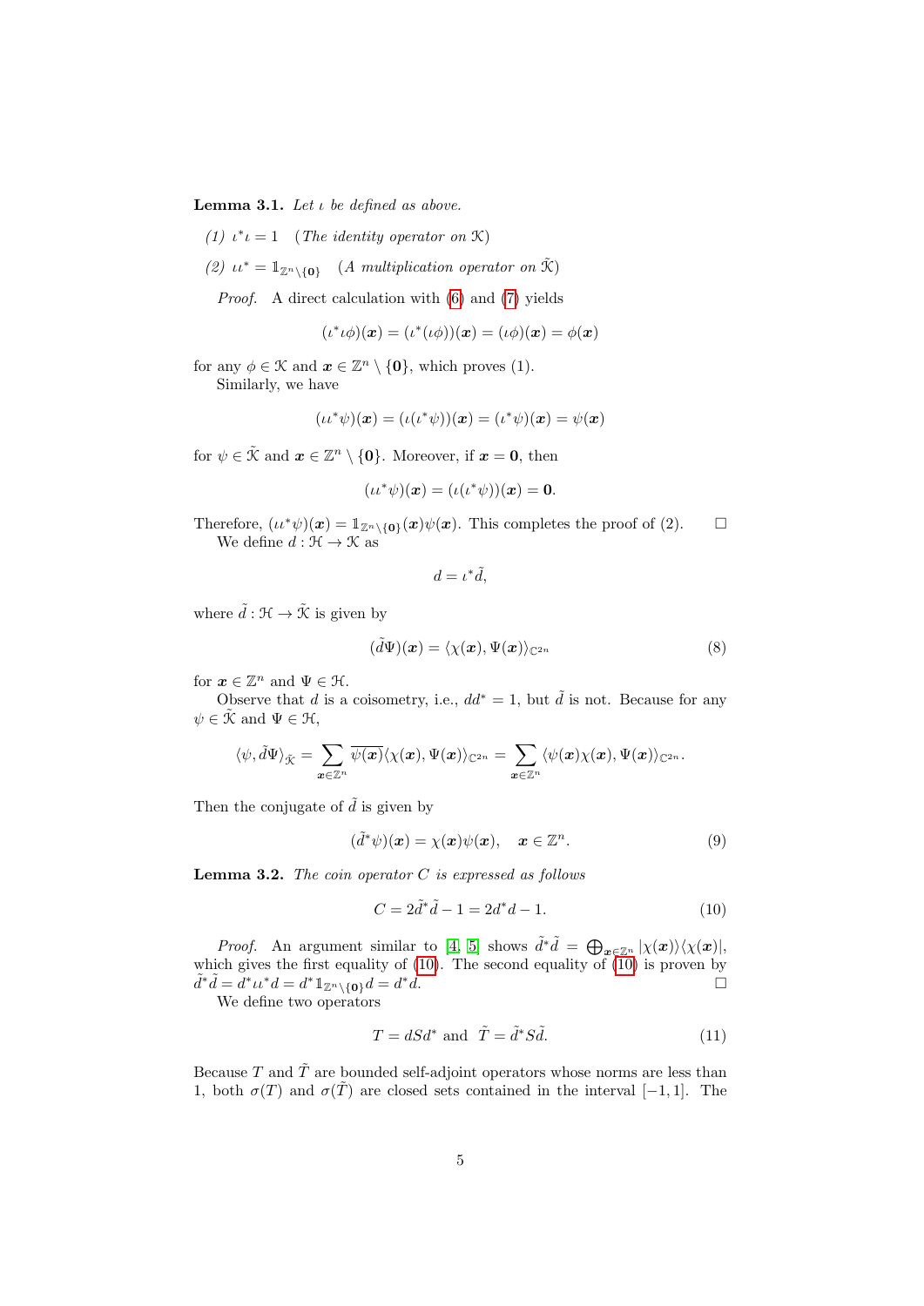**Lemma 3.1.** *Let $\iota$ be defined as above.*

*(1) $\iota^*\iota = 1$ (The identity operator on $\mathcal{K}$)*

*(2) $\iota\iota^* = \mathbb{1}_{\mathbb{Z}^n\setminus\{\mathbf{0}\}}$ (A multiplication operator on $\tilde{\mathcal{K}}$)*

*Proof.* A direct calculation with (6) and (7) yields

$$(\iota^*\iota\phi)(\boldsymbol{x}) = (\iota^*(\iota\phi))(\boldsymbol{x}) = (\iota\phi)(\boldsymbol{x}) = \phi(\boldsymbol{x})$$

for any $\phi \in \mathcal{K}$ and $\boldsymbol{x} \in \mathbb{Z}^n \setminus \{\mathbf{0}\}$, which proves (1).

Similarly, we have

$$(\iota\iota^*\psi)(\boldsymbol{x}) = (\iota(\iota^*\psi))(\boldsymbol{x}) = (\iota^*\psi)(\boldsymbol{x}) = \psi(\boldsymbol{x})$$

for $\psi \in \tilde{\mathcal{K}}$ and $\boldsymbol{x} \in \mathbb{Z}^n \setminus \{\mathbf{0}\}$. Moreover, if $\boldsymbol{x} = \mathbf{0}$, then

$$(\iota\iota^*\psi)(\boldsymbol{x}) = (\iota(\iota^*\psi))(\boldsymbol{x}) = \mathbf{0}.$$

Therefore, $(\iota\iota^*\psi)(\boldsymbol{x}) = \mathbb{1}_{\mathbb{Z}^n\setminus\{\mathbf{0}\}}(\boldsymbol{x})\psi(\boldsymbol{x})$. This completes the proof of (2). □

We define $d : \mathcal{H} \to \mathcal{K}$ as

$$d = \iota^*\tilde{d},$$

where $\tilde{d} : \mathcal{H} \to \tilde{\mathcal{K}}$ is given by

$$(\tilde{d}\Psi)(\boldsymbol{x}) = \langle \chi(\boldsymbol{x}), \Psi(\boldsymbol{x})\rangle_{\mathbb{C}^{2n}} \tag{8}$$

for $\boldsymbol{x} \in \mathbb{Z}^n$ and $\Psi \in \mathcal{H}$.

Observe that $d$ is a coisometry, i.e., $dd^* = 1$, but $\tilde{d}$ is not. Because for any $\psi \in \tilde{\mathcal{K}}$ and $\Psi \in \mathcal{H}$,

$$\langle \psi, \tilde{d}\Psi\rangle_{\tilde{\mathcal{K}}} = \sum_{\boldsymbol{x}\in\mathbb{Z}^n} \overline{\psi(\boldsymbol{x})}\langle \chi(\boldsymbol{x}), \Psi(\boldsymbol{x})\rangle_{\mathbb{C}^{2n}} = \sum_{\boldsymbol{x}\in\mathbb{Z}^n} \langle \psi(\boldsymbol{x})\chi(\boldsymbol{x}), \Psi(\boldsymbol{x})\rangle_{\mathbb{C}^{2n}}.$$

Then the conjugate of $\tilde{d}$ is given by

$$(\tilde{d}^*\psi)(\boldsymbol{x}) = \chi(\boldsymbol{x})\psi(\boldsymbol{x}), \quad \boldsymbol{x} \in \mathbb{Z}^n. \tag{9}$$

**Lemma 3.2.** *The coin operator $C$ is expressed as follows*

$$C = 2\tilde{d}^*\tilde{d} - 1 = 2d^*d - 1. \tag{10}$$

*Proof.* An argument similar to [4, 5] shows $\tilde{d}^*\tilde{d} = \bigoplus_{\boldsymbol{x}\in\mathbb{Z}^n} |\chi(\boldsymbol{x})\rangle\langle\chi(\boldsymbol{x})|$, which gives the first equality of (10). The second equality of (10) is proven by $\tilde{d}^*\tilde{d} = d^*\iota\iota^*d = d^*\mathbb{1}_{\mathbb{Z}^n\setminus\{\mathbf{0}\}}d = d^*d$. □

We define two operators

$$T = dSd^* \text{ and } \tilde{T} = \tilde{d}^*S\tilde{d}. \tag{11}$$

Because $T$ and $\tilde{T}$ are bounded self-adjoint operators whose norms are less than 1, both $\sigma(T)$ and $\sigma(\tilde{T})$ are closed sets contained in the interval $[-1, 1]$. The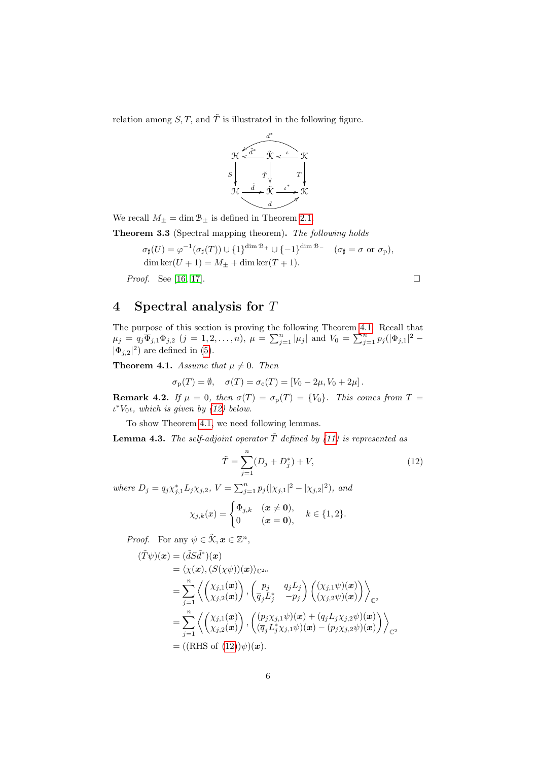relation among $S, T$, and $\tilde{T}$ is illustrated in the following figure.

$$
\begin{array}{ccccc}
\mathcal{H} & \xleftarrow{\tilde{d}^*} & \tilde{\mathcal{K}} & \xleftarrow{\iota} & \mathcal{K} \\
\downarrow S & & \downarrow \tilde{T} & & \downarrow T \\
\mathcal{H} & \xrightarrow{\tilde{d}} & \tilde{\mathcal{K}} & \xrightarrow{\iota^*} & \mathcal{K}
\end{array}
\qquad (d^* : \mathcal{K} \to \mathcal{H}, \quad d : \mathcal{H} \to \mathcal{K})
$$

We recall $M_\pm = \dim \mathcal{B}_\pm$ is defined in Theorem 2.1.

**Theorem 3.3** (Spectral mapping theorem)**.** *The following holds*

$$
\begin{aligned}
&\sigma_\sharp(U) = \varphi^{-1}(\sigma_\sharp(T)) \cup \{1\}^{\dim \mathcal{B}_+} \cup \{-1\}^{\dim \mathcal{B}_-} \quad (\sigma_\sharp = \sigma \text{ or } \sigma_{\mathrm{p}}), \\
&\dim \ker(U \mp 1) = M_\pm + \dim \ker(T \mp 1).
\end{aligned}
$$

*Proof.* See [16, 17]. □

## 4 Spectral analysis for $T$

The purpose of this section is proving the following Theorem 4.1. Recall that $\mu_j = q_j \overline{\Phi}_{j,1} \Phi_{j,2}$ $(j = 1, 2, \ldots, n)$, $\mu = \sum_{j=1}^n |\mu_j|$ and $V_0 = \sum_{j=1}^n p_j(|\Phi_{j,1}|^2 - |\Phi_{j,2}|^2)$ are defined in (5).

**Theorem 4.1.** *Assume that $\mu \neq 0$. Then*

$$
\sigma_{\mathrm{p}}(T) = \emptyset, \quad \sigma(T) = \sigma_{\mathrm{c}}(T) = [V_0 - 2\mu, V_0 + 2\mu].
$$

**Remark 4.2.** *If $\mu = 0$, then $\sigma(T) = \sigma_{\mathrm{p}}(T) = \{V_0\}$. This comes from $T = \iota^* V_0 \iota$, which is given by (12) below.*

To show Theorem 4.1, we need following lemmas.

**Lemma 4.3.** *The self-adjoint operator $\tilde{T}$ defined by (11) is represented as*

$$
\tilde{T} = \sum_{j=1}^n (D_j + D_j^*) + V, \tag{12}
$$

*where $D_j = q_j \chi_{j,1}^* L_j \chi_{j,2}$, $V = \sum_{j=1}^n p_j(|\chi_{j,1}|^2 - |\chi_{j,2}|^2)$, and*

$$
\chi_{j,k}(x) = \begin{cases} \Phi_{j,k} & (\boldsymbol{x} \neq \boldsymbol{0}), \\ 0 & (\boldsymbol{x} = \boldsymbol{0}), \end{cases} \quad k \in \{1, 2\}.
$$

*Proof.* For any $\psi \in \tilde{\mathcal{K}}, \boldsymbol{x} \in \mathbb{Z}^n$,

$$
\begin{aligned}
(\tilde{T}\psi)(\boldsymbol{x}) &= (\tilde{d} S \tilde{d}^*)(\boldsymbol{x}) \\
&= \langle \chi(\boldsymbol{x}), (S(\chi\psi))(\boldsymbol{x}) \rangle_{\mathbb{C}^{2n}} \\
&= \sum_{j=1}^n \left\langle \begin{pmatrix} \chi_{j,1}(\boldsymbol{x}) \\ \chi_{j,2}(\boldsymbol{x}) \end{pmatrix}, \begin{pmatrix} p_j & q_j L_j \\ \overline{q}_j L_j^* & -p_j \end{pmatrix} \begin{pmatrix} (\chi_{j,1}\psi)(\boldsymbol{x}) \\ (\chi_{j,2}\psi)(\boldsymbol{x}) \end{pmatrix} \right\rangle_{\mathbb{C}^2} \\
&= \sum_{j=1}^n \left\langle \begin{pmatrix} \chi_{j,1}(\boldsymbol{x}) \\ \chi_{j,2}(\boldsymbol{x}) \end{pmatrix}, \begin{pmatrix} (p_j \chi_{j,1}\psi)(\boldsymbol{x}) + (q_j L_j \chi_{j,2}\psi)(\boldsymbol{x}) \\ (\overline{q}_j L_j^* \chi_{j,1}\psi)(\boldsymbol{x}) - (p_j \chi_{j,2}\psi)(\boldsymbol{x}) \end{pmatrix} \right\rangle_{\mathbb{C}^2} \\
&= ((\text{RHS of } (12))\psi)(\boldsymbol{x}).
\end{aligned}
$$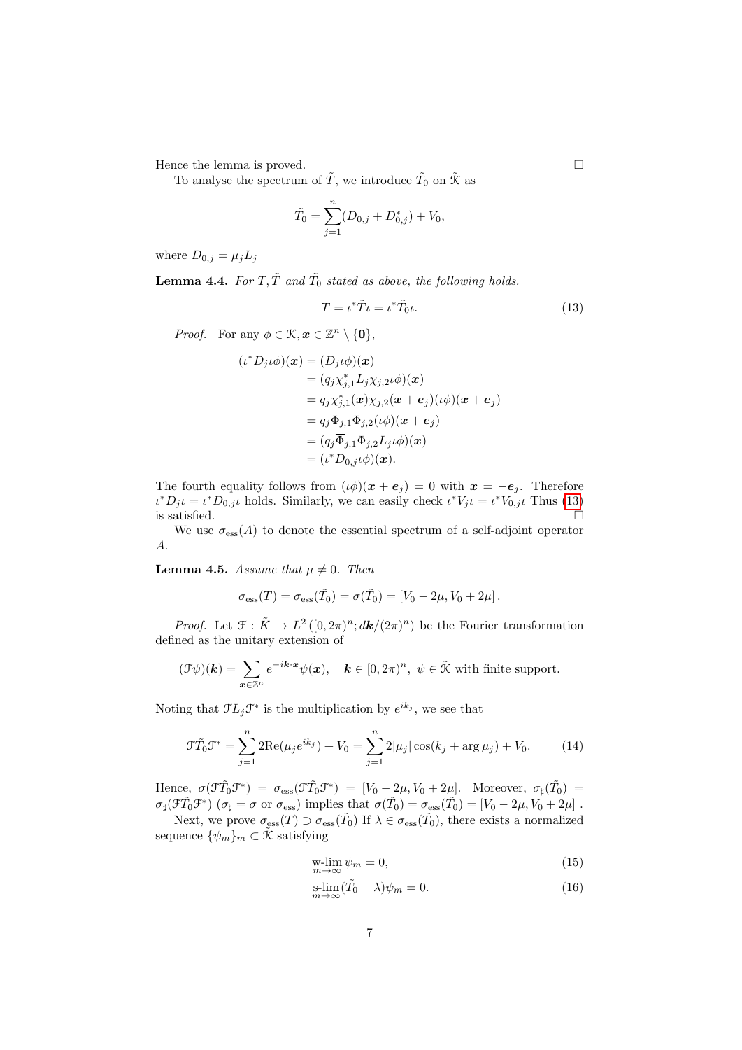Hence the lemma is proved. $\square$

To analyse the spectrum of $\tilde{T}$, we introduce $\tilde{T}_0$ on $\tilde{\mathcal{K}}$ as

$$\tilde{T}_0 = \sum_{j=1}^{n} (D_{0,j} + D_{0,j}^*) + V_0,$$

where $D_{0,j} = \mu_j L_j$

**Lemma 4.4.** *For $T, \tilde{T}$ and $\tilde{T}_0$ stated as above, the following holds.*

$$T = \iota^* \tilde{T} \iota = \iota^* \tilde{T}_0 \iota. \tag{13}$$

*Proof.* For any $\phi \in \mathcal{K}, \boldsymbol{x} \in \mathbb{Z}^n \setminus \{\boldsymbol{0}\}$,

$$\begin{aligned}
(\iota^* D_j \iota \phi)(\boldsymbol{x}) &= (D_j \iota \phi)(\boldsymbol{x}) \\
&= (q_j \chi_{j,1}^* L_j \chi_{j,2} \iota \phi)(\boldsymbol{x}) \\
&= q_j \chi_{j,1}^*(\boldsymbol{x}) \chi_{j,2}(\boldsymbol{x} + \boldsymbol{e}_j)(\iota \phi)(\boldsymbol{x} + \boldsymbol{e}_j) \\
&= q_j \overline{\Phi}_{j,1} \Phi_{j,2} (\iota \phi)(\boldsymbol{x} + \boldsymbol{e}_j) \\
&= (q_j \overline{\Phi}_{j,1} \Phi_{j,2} L_j \iota \phi)(\boldsymbol{x}) \\
&= (\iota^* D_{0,j} \iota \phi)(\boldsymbol{x}).
\end{aligned}$$

The fourth equality follows from $(\iota\phi)(\boldsymbol{x} + \boldsymbol{e}_j) = 0$ with $\boldsymbol{x} = -\boldsymbol{e}_j$. Therefore $\iota^* D_j \iota = \iota^* D_{0,j} \iota$ holds. Similarly, we can easily check $\iota^* V_j \iota = \iota^* V_{0,j} \iota$ Thus (13) is satisfied. $\square$

We use $\sigma_{\mathrm{ess}}(A)$ to denote the essential spectrum of a self-adjoint operator $A$.

**Lemma 4.5.** *Assume that $\mu \neq 0$. Then*

$$\sigma_{\mathrm{ess}}(T) = \sigma_{\mathrm{ess}}(\tilde{T}_0) = \sigma(\tilde{T}_0) = [V_0 - 2\mu, V_0 + 2\mu].$$

*Proof.* Let $\mathcal{F} : \tilde{K} \to L^2([0, 2\pi)^n; d\boldsymbol{k}/(2\pi)^n)$ be the Fourier transformation defined as the unitary extension of

$$(\mathcal{F}\psi)(\boldsymbol{k}) = \sum_{\boldsymbol{x} \in \mathbb{Z}^n} e^{-i\boldsymbol{k}\cdot\boldsymbol{x}} \psi(\boldsymbol{x}), \quad \boldsymbol{k} \in [0, 2\pi)^n, \ \psi \in \tilde{\mathcal{K}} \text{ with finite support.}$$

Noting that $\mathcal{F} L_j \mathcal{F}^*$ is the multiplication by $e^{ik_j}$, we see that

$$\mathcal{F} \tilde{T}_0 \mathcal{F}^* = \sum_{j=1}^{n} 2\mathrm{Re}(\mu_j e^{ik_j}) + V_0 = \sum_{j=1}^{n} 2|\mu_j| \cos(k_j + \arg \mu_j) + V_0. \tag{14}$$

Hence, $\sigma(\mathcal{F}\tilde{T}_0\mathcal{F}^*) = \sigma_{\mathrm{ess}}(\mathcal{F}\tilde{T}_0\mathcal{F}^*) = [V_0 - 2\mu, V_0 + 2\mu]$. Moreover, $\sigma_\sharp(\tilde{T}_0) = \sigma_\sharp(\mathcal{F}\tilde{T}_0\mathcal{F}^*)$ ($\sigma_\sharp = \sigma$ or $\sigma_{\mathrm{ess}}$) implies that $\sigma(\tilde{T}_0) = \sigma_{\mathrm{ess}}(\tilde{T}_0) = [V_0 - 2\mu, V_0 + 2\mu]$ .

Next, we prove $\sigma_{\mathrm{ess}}(T) \supset \sigma_{\mathrm{ess}}(\tilde{T}_0)$ If $\lambda \in \sigma_{\mathrm{ess}}(\tilde{T}_0)$, there exists a normalized sequence $\{\psi_m\}_m \subset \tilde{\mathcal{K}}$ satisfying

$$\operatorname*{w-lim}_{m\to\infty} \psi_m = 0, \tag{15}$$

$$\operatorname*{s-lim}_{m\to\infty} (\tilde{T}_0 - \lambda)\psi_m = 0. \tag{16}$$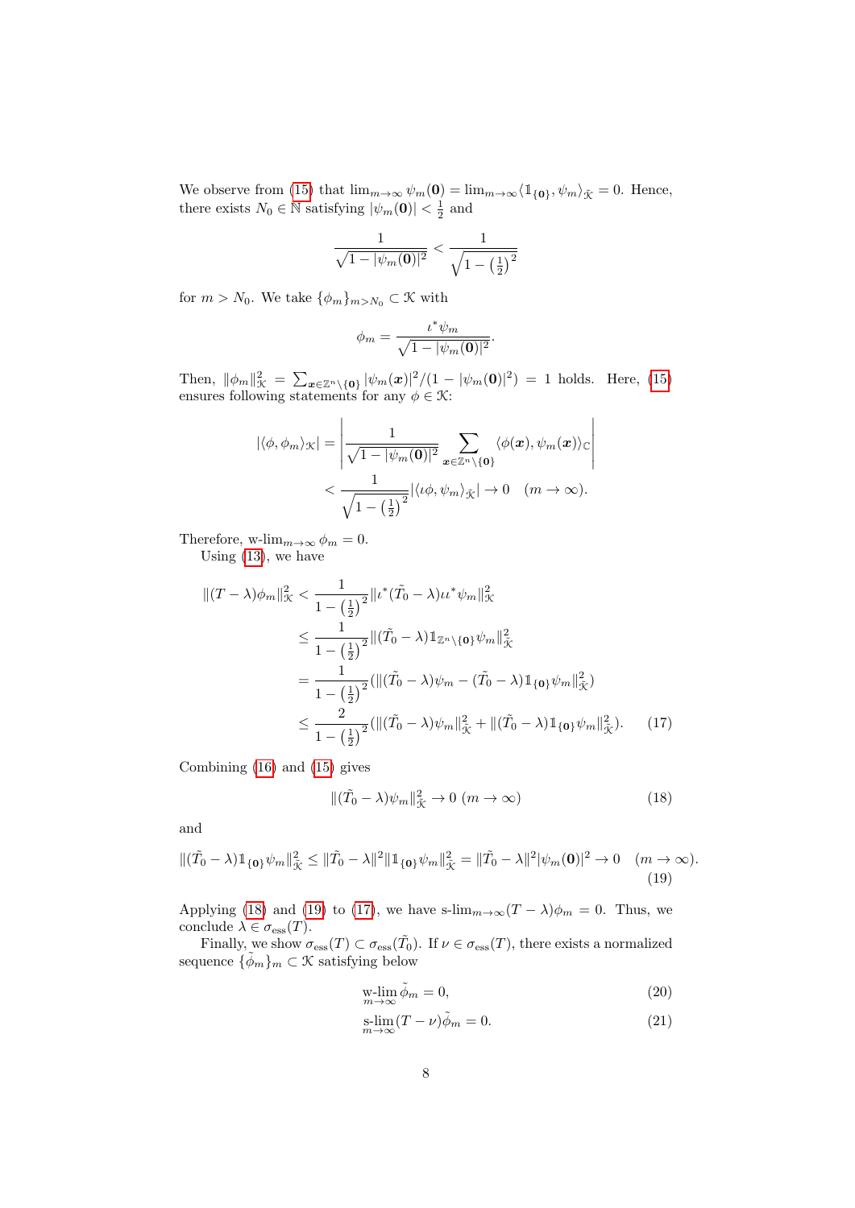We observe from (15) that $\lim_{m\to\infty} \psi_m(\mathbf{0}) = \lim_{m\to\infty} \langle 1\!\!1_{\{\mathbf{0}\}}, \psi_m\rangle_{\tilde{\mathcal{K}}} = 0$. Hence, there exists $N_0 \in \mathbb{N}$ satisfying $|\psi_m(\mathbf{0})| < \frac{1}{2}$ and

$$\frac{1}{\sqrt{1-|\psi_m(\mathbf{0})|^2}} < \frac{1}{\sqrt{1-\left(\frac{1}{2}\right)^2}}$$

for $m > N_0$. We take $\{\phi_m\}_{m>N_0} \subset \mathcal{K}$ with

$$\phi_m = \frac{\iota^* \psi_m}{\sqrt{1-|\psi_m(\mathbf{0})|^2}}.$$

Then, $\|\phi_m\|^2_{\mathcal{K}} = \sum_{\boldsymbol{x}\in\mathbb{Z}^n\setminus\{\mathbf{0}\}} |\psi_m(\boldsymbol{x})|^2/(1-|\psi_m(\mathbf{0})|^2) = 1$ holds. Here, (15) ensures following statements for any $\phi \in \mathcal{K}$:

$$\begin{aligned}
|\langle \phi, \phi_m\rangle_{\mathcal{K}}| &= \left| \frac{1}{\sqrt{1-|\psi_m(\mathbf{0})|^2}} \sum_{\boldsymbol{x}\in\mathbb{Z}^n\setminus\{\mathbf{0}\}} \langle \phi(\boldsymbol{x}), \psi_m(\boldsymbol{x})\rangle_{\mathbb{C}} \right| \\
&< \frac{1}{\sqrt{1-\left(\frac{1}{2}\right)^2}} |\langle \iota\phi, \psi_m\rangle_{\tilde{\mathcal{K}}}| \to 0 \quad (m\to\infty).
\end{aligned}$$

Therefore, $\text{w-lim}_{m\to\infty} \phi_m = 0$.

Using (13), we have

$$\begin{aligned}
\|(T-\lambda)\phi_m\|^2_{\mathcal{K}} &< \frac{1}{1-\left(\frac{1}{2}\right)^2} \|\iota^*(\tilde{T}_0-\lambda)\iota\iota^*\psi_m\|^2_{\mathcal{K}} \\
&\le \frac{1}{1-\left(\frac{1}{2}\right)^2} \|(\tilde{T}_0-\lambda)1\!\!1_{\mathbb{Z}^n\setminus\{\mathbf{0}\}}\psi_m\|^2_{\tilde{\mathcal{K}}} \\
&= \frac{1}{1-\left(\frac{1}{2}\right)^2} (\|(\tilde{T}_0-\lambda)\psi_m - (\tilde{T}_0-\lambda)1\!\!1_{\{\mathbf{0}\}}\psi_m\|^2_{\tilde{\mathcal{K}}}) \\
&\le \frac{2}{1-\left(\frac{1}{2}\right)^2} (\|(\tilde{T}_0-\lambda)\psi_m\|^2_{\tilde{\mathcal{K}}} + \|(\tilde{T}_0-\lambda)1\!\!1_{\{\mathbf{0}\}}\psi_m\|^2_{\tilde{\mathcal{K}}}). \qquad (17)
\end{aligned}$$

Combining (16) and (15) gives

$$\|(\tilde{T}_0-\lambda)\psi_m\|^2_{\tilde{\mathcal{K}}} \to 0 \ (m\to\infty) \qquad (18)$$

and

$$\|(\tilde{T}_0-\lambda)1\!\!1_{\{\mathbf{0}\}}\psi_m\|^2_{\tilde{\mathcal{K}}} \le \|\tilde{T}_0-\lambda\|^2 \|1\!\!1_{\{\mathbf{0}\}}\psi_m\|^2_{\tilde{\mathcal{K}}} = \|\tilde{T}_0-\lambda\|^2 |\psi_m(\mathbf{0})|^2 \to 0 \quad (m\to\infty). \qquad (19)$$

Applying (18) and (19) to (17), we have $\text{s-lim}_{m\to\infty}(T-\lambda)\phi_m = 0$. Thus, we conclude $\lambda \in \sigma_{\text{ess}}(T)$.

Finally, we show $\sigma_{\text{ess}}(T) \subset \sigma_{\text{ess}}(\tilde{T}_0)$. If $\nu \in \sigma_{\text{ess}}(T)$, there exists a normalized sequence $\{\tilde{\phi}_m\}_m \subset \mathcal{K}$ satisfying below

$$\underset{m\to\infty}{\text{w-lim}}\, \tilde{\phi}_m = 0, \qquad (20)$$

$$\underset{m\to\infty}{\text{s-lim}}\, (T-\nu)\tilde{\phi}_m = 0. \qquad (21)$$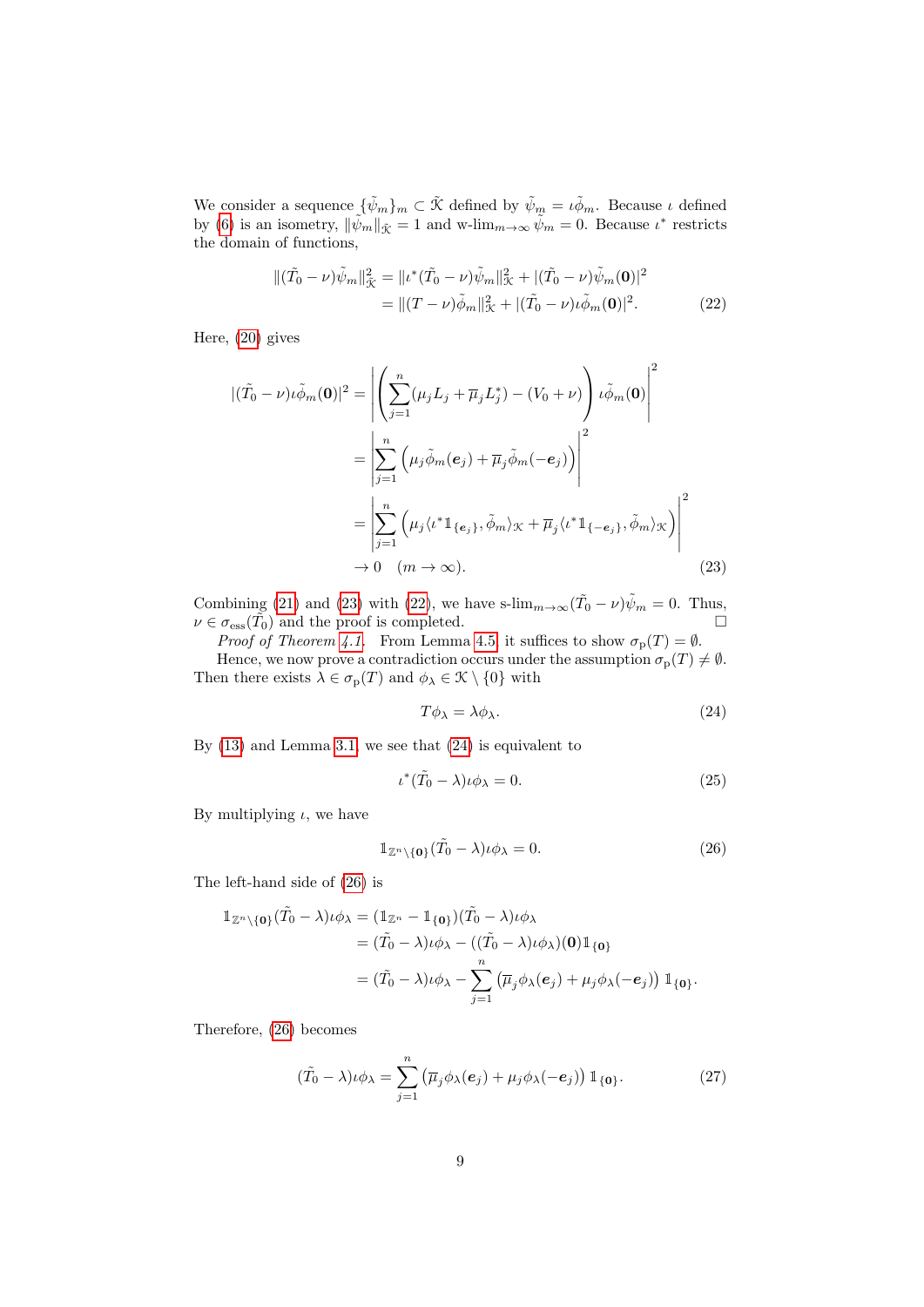We consider a sequence $\{\tilde{\psi}_m\}_m \subset \tilde{\mathcal{K}}$ defined by $\tilde{\psi}_m = \iota\tilde{\phi}_m$. Because $\iota$ defined by (6) is an isometry, $\|\tilde{\psi}_m\|_{\tilde{\mathcal{K}}} = 1$ and $\text{w-lim}_{m\to\infty} \tilde{\psi}_m = 0$. Because $\iota^*$ restricts the domain of functions,

$$
\begin{aligned}
\|(\tilde{T}_0 - \nu)\tilde{\psi}_m\|_{\tilde{\mathcal{K}}}^2 &= \|\iota^*(\tilde{T}_0 - \nu)\tilde{\psi}_m\|_{\mathcal{K}}^2 + |(\tilde{T}_0 - \nu)\tilde{\psi}_m(\mathbf{0})|^2 \\
&= \|(T - \nu)\tilde{\phi}_m\|_{\mathcal{K}}^2 + |(\tilde{T}_0 - \nu)\iota\tilde{\phi}_m(\mathbf{0})|^2.
\end{aligned}
\tag{22}
$$

Here, (20) gives

$$
\begin{aligned}
|(\tilde{T}_0 - \nu)\iota\tilde{\phi}_m(\mathbf{0})|^2 &= \left| \left( \sum_{j=1}^{n} (\mu_j L_j + \overline{\mu}_j L_j^*) - (V_0 + \nu) \right) \iota\tilde{\phi}_m(\mathbf{0}) \right|^2 \\
&= \left| \sum_{j=1}^{n} \left( \mu_j \tilde{\phi}_m(\boldsymbol{e}_j) + \overline{\mu}_j \tilde{\phi}_m(-\boldsymbol{e}_j) \right) \right|^2 \\
&= \left| \sum_{j=1}^{n} \left( \mu_j \langle \iota^* \mathbb{1}_{\{\boldsymbol{e}_j\}}, \tilde{\phi}_m \rangle_{\mathcal{K}} + \overline{\mu}_j \langle \iota^* \mathbb{1}_{\{-\boldsymbol{e}_j\}}, \tilde{\phi}_m \rangle_{\mathcal{K}} \right) \right|^2 \\
&\to 0 \quad (m \to \infty).
\end{aligned}
\tag{23}
$$

Combining (21) and (23) with (22), we have $\text{s-lim}_{m\to\infty}(\tilde{T}_0 - \nu)\tilde{\psi}_m = 0$. Thus, $\nu \in \sigma_{\text{ess}}(\tilde{T}_0)$ and the proof is completed. □

*Proof of Theorem 4.1.* From Lemma 4.5, it suffices to show $\sigma_{\text{p}}(T) = \emptyset$.

Hence, we now prove a contradiction occurs under the assumption $\sigma_{\text{p}}(T) \neq \emptyset$. Then there exists $\lambda \in \sigma_{\text{p}}(T)$ and $\phi_\lambda \in \mathcal{K} \setminus \{0\}$ with

$$
T\phi_\lambda = \lambda\phi_\lambda. \tag{24}
$$

By (13) and Lemma 3.1, we see that (24) is equivalent to

$$
\iota^*(\tilde{T}_0 - \lambda)\iota\phi_\lambda = 0. \tag{25}
$$

By multiplying $\iota$, we have

$$
\mathbb{1}_{\mathbb{Z}^n \setminus \{\mathbf{0}\}}(\tilde{T}_0 - \lambda)\iota\phi_\lambda = 0. \tag{26}
$$

The left-hand side of (26) is

$$
\begin{aligned}
\mathbb{1}_{\mathbb{Z}^n \setminus \{\mathbf{0}\}}(\tilde{T}_0 - \lambda)\iota\phi_\lambda &= (\mathbb{1}_{\mathbb{Z}^n} - \mathbb{1}_{\{\mathbf{0}\}})(\tilde{T}_0 - \lambda)\iota\phi_\lambda \\
&= (\tilde{T}_0 - \lambda)\iota\phi_\lambda - ((\tilde{T}_0 - \lambda)\iota\phi_\lambda)(\mathbf{0})\mathbb{1}_{\{\mathbf{0}\}} \\
&= (\tilde{T}_0 - \lambda)\iota\phi_\lambda - \sum_{j=1}^{n} \left( \overline{\mu}_j \phi_\lambda(\boldsymbol{e}_j) + \mu_j \phi_\lambda(-\boldsymbol{e}_j) \right) \mathbb{1}_{\{\mathbf{0}\}}.
\end{aligned}
$$

Therefore, (26) becomes

$$
(\tilde{T}_0 - \lambda)\iota\phi_\lambda = \sum_{j=1}^{n} \left( \overline{\mu}_j \phi_\lambda(\boldsymbol{e}_j) + \mu_j \phi_\lambda(-\boldsymbol{e}_j) \right) \mathbb{1}_{\{\mathbf{0}\}}. \tag{27}
$$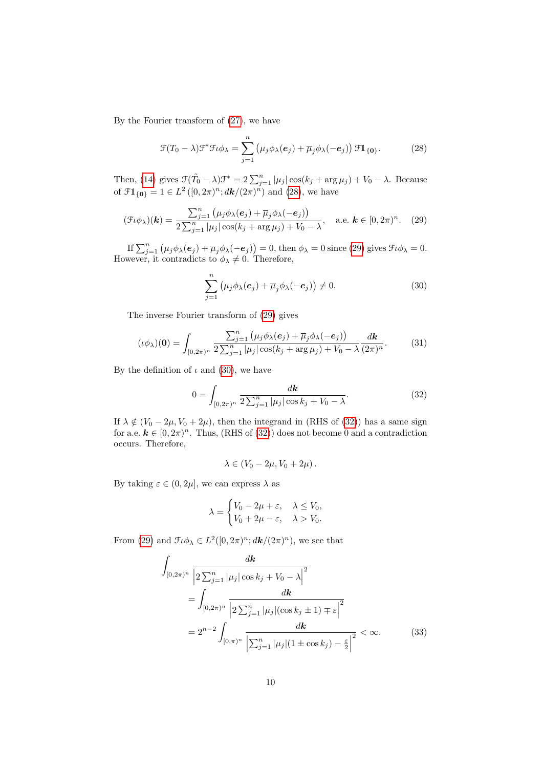By the Fourier transform of (27), we have

$$\mathcal{F}(T_0 - \lambda)\mathcal{F}^* \mathcal{F}\iota\phi_\lambda = \sum_{j=1}^{n} \left(\mu_j \phi_\lambda(\boldsymbol{e}_j) + \overline{\mu}_j \phi_\lambda(-\boldsymbol{e}_j)\right) \mathcal{F}\mathbb{1}_{\{\boldsymbol{0}\}}. \tag{28}$$

Then, (14) gives $\mathcal{F}(\tilde{T}_0 - \lambda)\mathcal{F}^* = 2\sum_{j=1}^{n} |\mu_j| \cos(k_j + \arg \mu_j) + V_0 - \lambda$. Because of $\mathcal{F}\mathbb{1}_{\{\boldsymbol{0}\}} = 1 \in L^2\left([0, 2\pi)^n; d\boldsymbol{k}/(2\pi)^n\right)$ and (28), we have

$$(\mathcal{F}\iota\phi_\lambda)(\boldsymbol{k}) = \frac{\sum_{j=1}^{n} \left(\mu_j \phi_\lambda(\boldsymbol{e}_j) + \overline{\mu}_j \phi_\lambda(-\boldsymbol{e}_j)\right)}{2\sum_{j=1}^{n} |\mu_j| \cos(k_j + \arg \mu_j) + V_0 - \lambda}, \quad \text{a.e. } \boldsymbol{k} \in [0, 2\pi)^n. \tag{29}$$

If $\sum_{j=1}^{n} \left(\mu_j \phi_\lambda(\boldsymbol{e}_j) + \overline{\mu}_j \phi_\lambda(-\boldsymbol{e}_j)\right) = 0$, then $\phi_\lambda = 0$ since (29) gives $\mathcal{F}\iota\phi_\lambda = 0$. However, it contradicts to $\phi_\lambda \neq 0$. Therefore,

$$\sum_{j=1}^{n} \left(\mu_j \phi_\lambda(\boldsymbol{e}_j) + \overline{\mu}_j \phi_\lambda(-\boldsymbol{e}_j)\right) \neq 0. \tag{30}$$

The inverse Fourier transform of (29) gives

$$(\iota\phi_\lambda)(\boldsymbol{0}) = \int_{[0,2\pi)^n} \frac{\sum_{j=1}^{n} \left(\mu_j \phi_\lambda(\boldsymbol{e}_j) + \overline{\mu}_j \phi_\lambda(-\boldsymbol{e}_j)\right)}{2\sum_{j=1}^{n} |\mu_j| \cos(k_j + \arg \mu_j) + V_0 - \lambda} \frac{d\boldsymbol{k}}{(2\pi)^n}. \tag{31}$$

By the definition of $\iota$ and (30), we have

$$0 = \int_{[0,2\pi)^n} \frac{d\boldsymbol{k}}{2\sum_{j=1}^{n} |\mu_j| \cos k_j + V_0 - \lambda}. \tag{32}$$

If $\lambda \notin (V_0 - 2\mu, V_0 + 2\mu)$, then the integrand in (RHS of (32)) has a same sign for a.e. $\boldsymbol{k} \in [0, 2\pi)^n$. Thus, (RHS of (32)) does not become 0 and a contradiction occurs. Therefore,

$$\lambda \in (V_0 - 2\mu, V_0 + 2\mu).$$

By taking $\varepsilon \in (0, 2\mu]$, we can express $\lambda$ as

$$\lambda = \begin{cases} V_0 - 2\mu + \varepsilon, & \lambda \leq V_0, \\ V_0 + 2\mu - \varepsilon, & \lambda > V_0. \end{cases}$$

From (29) and $\mathcal{F}\iota\phi_\lambda \in L^2([0, 2\pi)^n; d\boldsymbol{k}/(2\pi)^n)$, we see that

$$\begin{aligned}
\int_{[0,2\pi)^n} &\frac{d\boldsymbol{k}}{\left|2\sum_{j=1}^{n} |\mu_j| \cos k_j + V_0 - \lambda\right|^2} \\
&= \int_{[0,2\pi)^n} \frac{d\boldsymbol{k}}{\left|2\sum_{j=1}^{n} |\mu_j| (\cos k_j \pm 1) \mp \varepsilon\right|^2} \\
&= 2^{n-2} \int_{[0,\pi)^n} \frac{d\boldsymbol{k}}{\left|\sum_{j=1}^{n} |\mu_j| (1 \pm \cos k_j) - \frac{\varepsilon}{2}\right|^2} < \infty.
\end{aligned} \tag{33}$$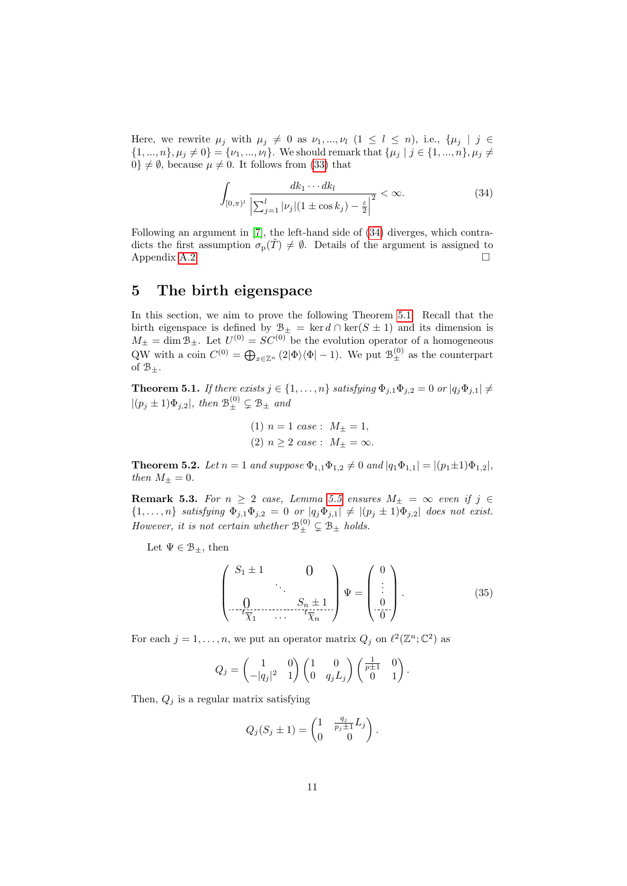Here, we rewrite $\mu_j$ with $\mu_j \neq 0$ as $\nu_1, ..., \nu_l$ $(1 \leq l \leq n)$, i.e., $\{\mu_j \mid j \in \{1, ..., n\}, \mu_j \neq 0\} = \{\nu_1, ..., \nu_l\}$. We should remark that $\{\mu_j \mid j \in \{1, ..., n\}, \mu_j \neq 0\} \neq \emptyset$, because $\mu \neq 0$. It follows from (33) that

$$\int_{[0,\pi)^l} \frac{dk_1 \cdots dk_l}{\left| \sum_{j=1}^{l} |\nu_j|(1 \pm \cos k_j) - \frac{\varepsilon}{2} \right|^2} < \infty. \tag{34}$$

Following an argument in [7], the left-hand side of (34) diverges, which contradicts the first assumption $\sigma_{\mathrm{p}}(\tilde{T}) \neq \emptyset$. Details of the argument is assigned to Appendix A.2. □

# 5 The birth eigenspace

In this section, we aim to prove the following Theorem 5.1. Recall that the birth eigenspace is defined by $\mathcal{B}_{\pm} = \ker d \cap \ker(S \pm 1)$ and its dimension is $M_{\pm} = \dim \mathcal{B}_{\pm}$. Let $U^{(0)} = SC^{(0)}$ be the evolution operator of a homogeneous QW with a coin $C^{(0)} = \bigoplus_{x \in \mathbb{Z}^n} (2|\Phi\rangle\langle\Phi| - 1)$. We put $\mathcal{B}_{\pm}^{(0)}$ as the counterpart of $\mathcal{B}_{\pm}$.

**Theorem 5.1.** *If there exists $j \in \{1, \ldots, n\}$ satisfying $\Phi_{j,1}\Phi_{j,2} = 0$ or $|q_j \Phi_{j,1}| \neq |(p_j \pm 1)\Phi_{j,2}|$, then $\mathcal{B}_{\pm}^{(0)} \subsetneq \mathcal{B}_{\pm}$ and*

$$(1)\ n = 1 \text{ case}: \ M_{\pm} = 1,$$
$$(2)\ n \geq 2 \text{ case}: \ M_{\pm} = \infty.$$

**Theorem 5.2.** *Let $n = 1$ and suppose $\Phi_{1,1}\Phi_{1,2} \neq 0$ and $|q_1 \Phi_{1,1}| = |(p_1 \pm 1)\Phi_{1,2}|$, then $M_{\pm} = 0$.*

**Remark 5.3.** *For $n \geq 2$ case, Lemma 5.5 ensures $M_{\pm} = \infty$ even if $j \in \{1, \ldots, n\}$ satisfying $\Phi_{j,1}\Phi_{j,2} = 0$ or $|q_j \Phi_{j,1}| \neq |(p_j \pm 1)\Phi_{j,2}|$ does not exist. However, it is not certain whether $\mathcal{B}_{\pm}^{(0)} \subsetneq \mathcal{B}_{\pm}$ holds.*

Let $\Psi \in \mathcal{B}_{\pm}$, then

$$\begin{pmatrix} S_1 \pm 1 & & 0 \\ & \ddots & \\ 0 & & S_n \pm 1 \\ \hdashline {}^t\overline{\chi}_1 & \cdots & {}^t\overline{\chi}_n \end{pmatrix} \Psi = \begin{pmatrix} 0 \\ \vdots \\ 0 \\ \hdashline 0 \end{pmatrix}. \tag{35}$$

For each $j = 1, \ldots, n$, we put an operator matrix $Q_j$ on $\ell^2(\mathbb{Z}^n; \mathbb{C}^2)$ as

$$Q_j = \begin{pmatrix} 1 & 0 \\ -|q_j|^2 & 1 \end{pmatrix} \begin{pmatrix} 1 & 0 \\ 0 & q_j L_j \end{pmatrix} \begin{pmatrix} \frac{1}{p \pm 1} & 0 \\ 0 & 1 \end{pmatrix}.$$

Then, $Q_j$ is a regular matrix satisfying

$$Q_j(S_j \pm 1) = \begin{pmatrix} 1 & \frac{q_j}{p_j \pm 1} L_j \\ 0 & 0 \end{pmatrix}.$$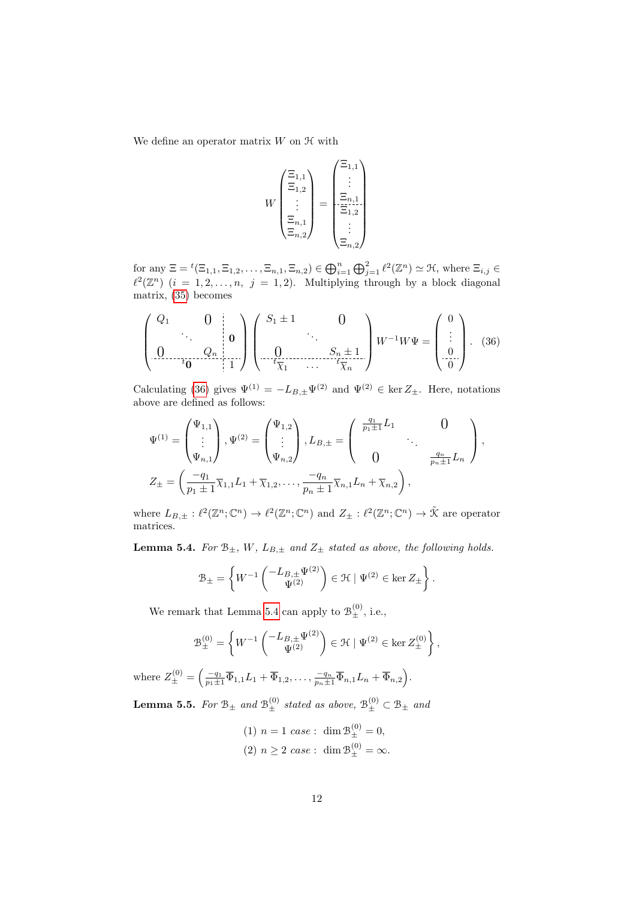We define an operator matrix $W$ on $\mathcal{H}$ with

$$
W\begin{pmatrix}\Xi_{1,1}\\ \Xi_{1,2}\\ \vdots\\ \Xi_{n,1}\\ \Xi_{n,2}\end{pmatrix}=\begin{pmatrix}\Xi_{1,1}\\ \vdots\\ \Xi_{n,1}\\ \hdashline \Xi_{1,2}\\ \vdots\\ \Xi_{n,2}\end{pmatrix}
$$

for any $\Xi={}^t(\Xi_{1,1},\Xi_{1,2},\dots,\Xi_{n,1},\Xi_{n,2})\in\bigoplus_{i=1}^n\bigoplus_{j=1}^2\ell^2(\mathbb{Z}^n)\simeq\mathcal{H}$, where $\Xi_{i,j}\in\ell^2(\mathbb{Z}^n)$ $(i=1,2,\dots,n,\ j=1,2)$. Multiplying through by a block diagonal matrix, (35) becomes

$$
\left(\begin{array}{ccc:c} Q_1 & & 0 & \\ & \ddots & & \mathbf{0}\\ 0 & & Q_n & \\ \hdashline & {}^t\mathbf{0} & & 1\end{array}\right)\left(\begin{array}{ccc} S_1\pm 1 & & 0\\ & \ddots & \\ 0 & & S_n\pm 1\\ \hdashline {}^t\overline{\chi}_1 & \dots & {}^t\overline{\chi}_n\end{array}\right)W^{-1}W\Psi=\begin{pmatrix}0\\ \vdots\\ 0\\ \hdashline 0\end{pmatrix}. \quad (36)
$$

Calculating (36) gives $\Psi^{(1)}=-L_{B,\pm}\Psi^{(2)}$ and $\Psi^{(2)}\in\ker Z_\pm$. Here, notations above are defined as follows:

$$
\Psi^{(1)}=\begin{pmatrix}\Psi_{1,1}\\ \vdots\\ \Psi_{n,1}\end{pmatrix},\ \Psi^{(2)}=\begin{pmatrix}\Psi_{1,2}\\ \vdots\\ \Psi_{n,2}\end{pmatrix},\ L_{B,\pm}=\begin{pmatrix}\frac{q_1}{p_1\pm 1}L_1 & & 0\\ & \ddots & \\ 0 & & \frac{q_n}{p_n\pm 1}L_n\end{pmatrix},
$$

$$
Z_\pm=\left(\frac{-q_1}{p_1\pm 1}\overline{\chi}_{1,1}L_1+\overline{\chi}_{1,2},\dots,\frac{-q_n}{p_n\pm 1}\overline{\chi}_{n,1}L_n+\overline{\chi}_{n,2}\right),
$$

where $L_{B,\pm}:\ell^2(\mathbb{Z}^n;\mathbb{C}^n)\to\ell^2(\mathbb{Z}^n;\mathbb{C}^n)$ and $Z_\pm:\ell^2(\mathbb{Z}^n;\mathbb{C}^n)\to\tilde{\mathcal{K}}$ are operator matrices.

**Lemma 5.4.** *For $\mathcal{B}_\pm$, $W$, $L_{B,\pm}$ and $Z_\pm$ stated as above, the following holds.*

$$
\mathcal{B}_\pm=\left\{W^{-1}\begin{pmatrix}-L_{B,\pm}\Psi^{(2)}\\ \Psi^{(2)}\end{pmatrix}\in\mathcal{H}\mid \Psi^{(2)}\in\ker Z_\pm\right\}.
$$

We remark that Lemma 5.4 can apply to $\mathcal{B}_\pm^{(0)}$, i.e.,

$$
\mathcal{B}_\pm^{(0)}=\left\{W^{-1}\begin{pmatrix}-L_{B,\pm}\Psi^{(2)}\\ \Psi^{(2)}\end{pmatrix}\in\mathcal{H}\mid \Psi^{(2)}\in\ker Z_\pm^{(0)}\right\},
$$

where $Z_\pm^{(0)}=\left(\frac{-q_1}{p_1\pm 1}\overline{\Phi}_{1,1}L_1+\overline{\Phi}_{1,2},\dots,\frac{-q_n}{p_n\pm 1}\overline{\Phi}_{n,1}L_n+\overline{\Phi}_{n,2}\right)$.

**Lemma 5.5.** *For $\mathcal{B}_\pm$ and $\mathcal{B}_\pm^{(0)}$ stated as above, $\mathcal{B}_\pm^{(0)}\subset\mathcal{B}_\pm$ and*

$$
\begin{aligned}
&(1)\ n=1\ \textit{case}:\ \dim\mathcal{B}_\pm^{(0)}=0,\\
&(2)\ n\geq 2\ \textit{case}:\ \dim\mathcal{B}_\pm^{(0)}=\infty.
\end{aligned}
$$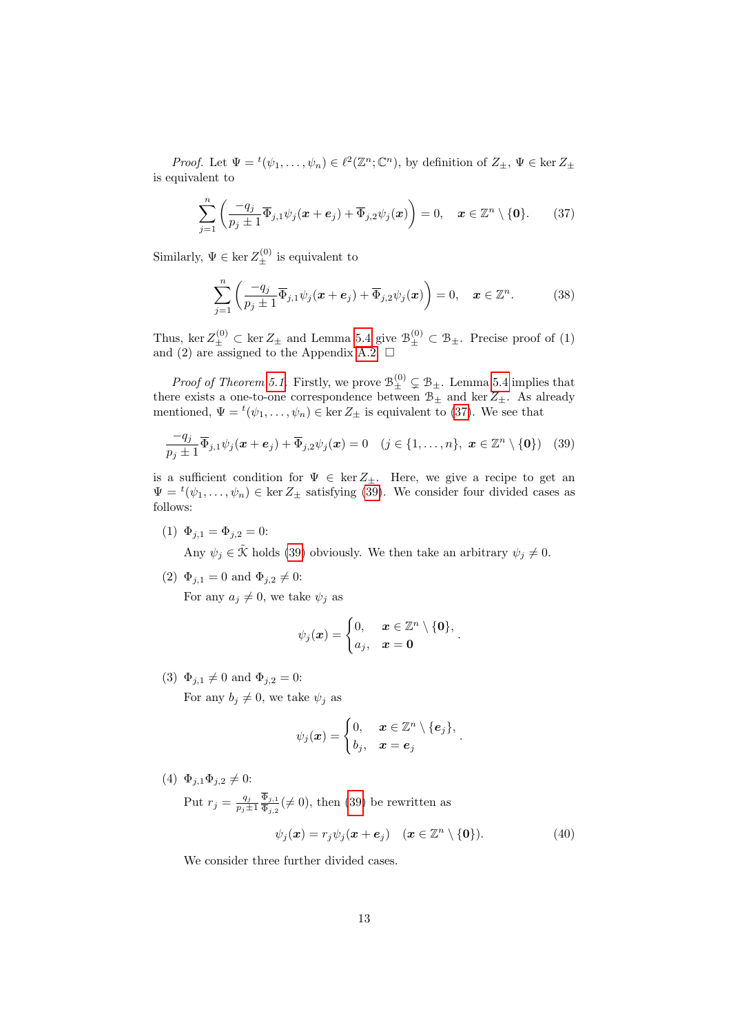*Proof.* Let $\Psi = {}^t(\psi_1, \dots, \psi_n) \in \ell^2(\mathbb{Z}^n; \mathbb{C}^n)$, by definition of $Z_\pm$, $\Psi \in \ker Z_\pm$ is equivalent to

$$\sum_{j=1}^{n} \left( \frac{-q_j}{p_j \pm 1} \overline{\Phi}_{j,1} \psi_j(\boldsymbol{x} + \boldsymbol{e}_j) + \overline{\Phi}_{j,2} \psi_j(\boldsymbol{x}) \right) = 0, \quad \boldsymbol{x} \in \mathbb{Z}^n \setminus \{\boldsymbol{0}\}. \tag{37}$$

Similarly, $\Psi \in \ker Z_\pm^{(0)}$ is equivalent to

$$\sum_{j=1}^{n} \left( \frac{-q_j}{p_j \pm 1} \overline{\Phi}_{j,1} \psi_j(\boldsymbol{x} + \boldsymbol{e}_j) + \overline{\Phi}_{j,2} \psi_j(\boldsymbol{x}) \right) = 0, \quad \boldsymbol{x} \in \mathbb{Z}^n. \tag{38}$$

Thus, $\ker Z_\pm^{(0)} \subset \ker Z_\pm$ and Lemma 5.4 give $\mathcal{B}_\pm^{(0)} \subset \mathcal{B}_\pm$. Precise proof of (1) and (2) are assigned to the Appendix A.2. $\square$

*Proof of Theorem 5.1.* Firstly, we prove $\mathcal{B}_\pm^{(0)} \subsetneq \mathcal{B}_\pm$. Lemma 5.4 implies that there exists a one-to-one correspondence between $\mathcal{B}_\pm$ and $\ker Z_\pm$. As already mentioned, $\Psi = {}^t(\psi_1, \dots, \psi_n) \in \ker Z_\pm$ is equivalent to (37). We see that

$$\frac{-q_j}{p_j \pm 1} \overline{\Phi}_{j,1} \psi_j(\boldsymbol{x} + \boldsymbol{e}_j) + \overline{\Phi}_{j,2} \psi_j(\boldsymbol{x}) = 0 \quad (j \in \{1, \dots, n\},\ \boldsymbol{x} \in \mathbb{Z}^n \setminus \{\boldsymbol{0}\}) \tag{39}$$

is a sufficient condition for $\Psi \in \ker Z_\pm$. Here, we give a recipe to get an $\Psi = {}^t(\psi_1, \dots, \psi_n) \in \ker Z_\pm$ satisfying (39). We consider four divided cases as follows:

(1) $\Phi_{j,1} = \Phi_{j,2} = 0$:

Any $\psi_j \in \tilde{\mathcal{K}}$ holds (39) obviously. We then take an arbitrary $\psi_j \neq 0$.

(2) $\Phi_{j,1} = 0$ and $\Phi_{j,2} \neq 0$:

For any $a_j \neq 0$, we take $\psi_j$ as

$$\psi_j(\boldsymbol{x}) = \begin{cases} 0, & \boldsymbol{x} \in \mathbb{Z}^n \setminus \{\boldsymbol{0}\}, \\ a_j, & \boldsymbol{x} = \boldsymbol{0} \end{cases}.$$

(3) $\Phi_{j,1} \neq 0$ and $\Phi_{j,2} = 0$:

For any $b_j \neq 0$, we take $\psi_j$ as

$$\psi_j(\boldsymbol{x}) = \begin{cases} 0, & \boldsymbol{x} \in \mathbb{Z}^n \setminus \{\boldsymbol{e}_j\}, \\ b_j, & \boldsymbol{x} = \boldsymbol{e}_j \end{cases}.$$

(4) $\Phi_{j,1}\Phi_{j,2} \neq 0$:

Put $r_j = \frac{q_j}{p_j \pm 1} \frac{\overline{\Phi}_{j,1}}{\overline{\Phi}_{j,2}} (\neq 0)$, then (39) be rewritten as

$$\psi_j(\boldsymbol{x}) = r_j \psi_j(\boldsymbol{x} + \boldsymbol{e}_j) \quad (\boldsymbol{x} \in \mathbb{Z}^n \setminus \{\boldsymbol{0}\}). \tag{40}$$

We consider three further divided cases.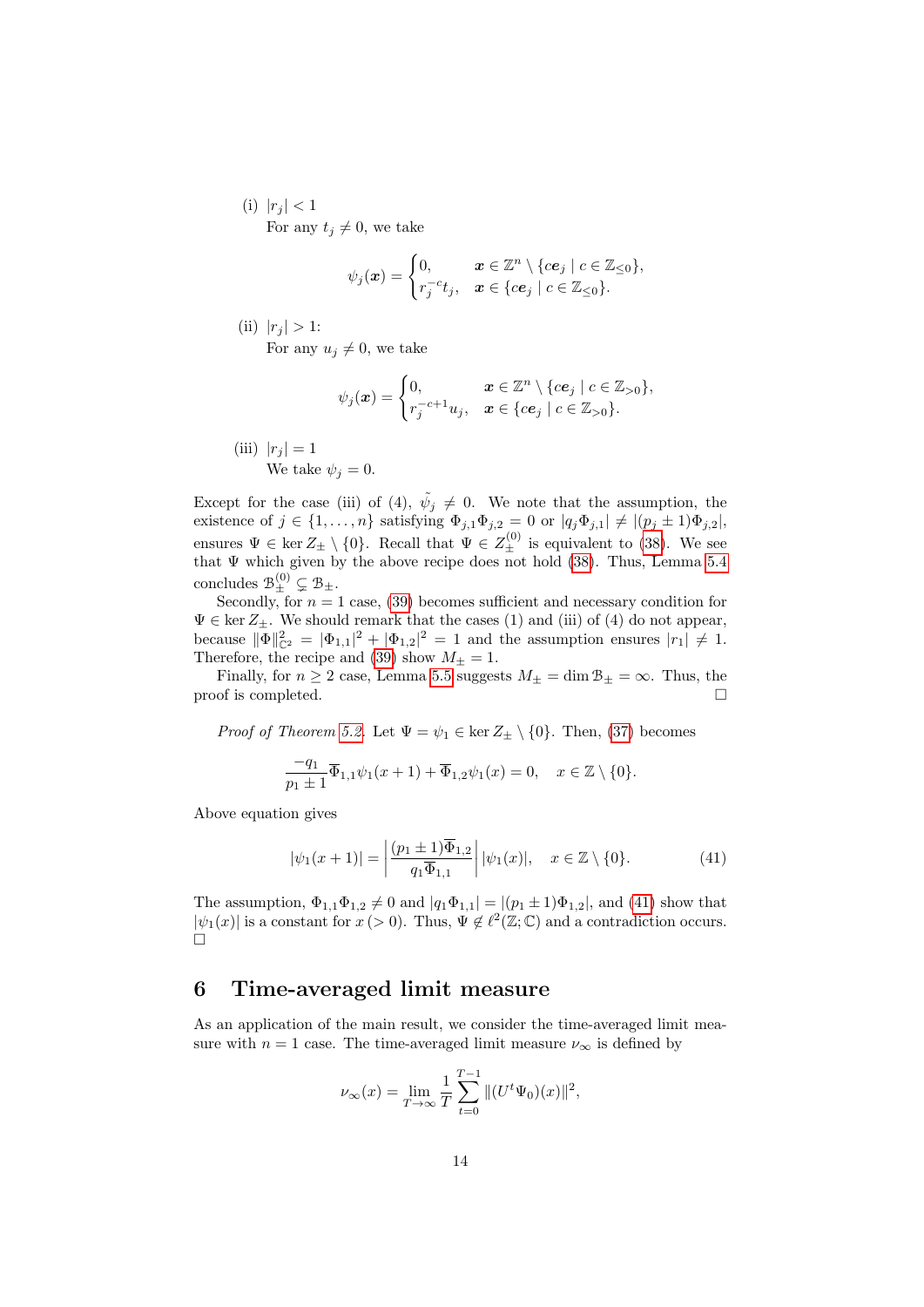(i) $|r_j| < 1$
For any $t_j \neq 0$, we take

$$\psi_j(\boldsymbol{x}) = \begin{cases} 0, & \boldsymbol{x} \in \mathbb{Z}^n \setminus \{c\boldsymbol{e}_j \mid c \in \mathbb{Z}_{\leq 0}\}, \\ r_j^{-c} t_j, & \boldsymbol{x} \in \{c\boldsymbol{e}_j \mid c \in \mathbb{Z}_{\leq 0}\}. \end{cases}$$

(ii) $|r_j| > 1$:
For any $u_j \neq 0$, we take

$$\psi_j(\boldsymbol{x}) = \begin{cases} 0, & \boldsymbol{x} \in \mathbb{Z}^n \setminus \{c\boldsymbol{e}_j \mid c \in \mathbb{Z}_{>0}\}, \\ r_j^{-c+1} u_j, & \boldsymbol{x} \in \{c\boldsymbol{e}_j \mid c \in \mathbb{Z}_{>0}\}. \end{cases}$$

(iii) $|r_j| = 1$
We take $\psi_j = 0$.

Except for the case (iii) of (4), $\tilde{\psi}_j \neq 0$. We note that the assumption, the existence of $j \in \{1, \dots, n\}$ satisfying $\Phi_{j,1}\Phi_{j,2} = 0$ or $|q_j \Phi_{j,1}| \neq |(p_j \pm 1)\Phi_{j,2}|$, ensures $\Psi \in \ker Z_\pm \setminus \{0\}$. Recall that $\Psi \in Z_\pm^{(0)}$ is equivalent to (38). We see that $\Psi$ which given by the above recipe does not hold (38). Thus, Lemma 5.4 concludes $\mathcal{B}_\pm^{(0)} \subsetneq \mathcal{B}_\pm$.

Secondly, for $n = 1$ case, (39) becomes sufficient and necessary condition for $\Psi \in \ker Z_\pm$. We should remark that the cases (1) and (iii) of (4) do not appear, because $\|\Phi\|_{\mathbb{C}^2}^2 = |\Phi_{1,1}|^2 + |\Phi_{1,2}|^2 = 1$ and the assumption ensures $|r_1| \neq 1$. Therefore, the recipe and (39) show $M_\pm = 1$.

Finally, for $n \geq 2$ case, Lemma 5.5 suggests $M_\pm = \dim \mathcal{B}_\pm = \infty$. Thus, the proof is completed. $\square$

*Proof of Theorem 5.2.* Let $\Psi = \psi_1 \in \ker Z_\pm \setminus \{0\}$. Then, (37) becomes

$$\frac{-q_1}{p_1 \pm 1} \overline{\Phi}_{1,1} \psi_1(x+1) + \overline{\Phi}_{1,2} \psi_1(x) = 0, \quad x \in \mathbb{Z} \setminus \{0\}.$$

Above equation gives

$$|\psi_1(x+1)| = \left| \frac{(p_1 \pm 1)\overline{\Phi}_{1,2}}{q_1 \overline{\Phi}_{1,1}} \right| |\psi_1(x)|, \quad x \in \mathbb{Z} \setminus \{0\}. \tag{41}$$

The assumption, $\Phi_{1,1}\Phi_{1,2} \neq 0$ and $|q_1 \Phi_{1,1}| = |(p_1 \pm 1)\Phi_{1,2}|$, and (41) show that $|\psi_1(x)|$ is a constant for $x \,(> 0)$. Thus, $\Psi \notin \ell^2(\mathbb{Z}; \mathbb{C})$ and a contradiction occurs. $\square$

## 6 Time-averaged limit measure

As an application of the main result, we consider the time-averaged limit measure with $n = 1$ case. The time-averaged limit measure $\nu_\infty$ is defined by

$$\nu_\infty(x) = \lim_{T \to \infty} \frac{1}{T} \sum_{t=0}^{T-1} \|(U^t \Psi_0)(x)\|^2,$$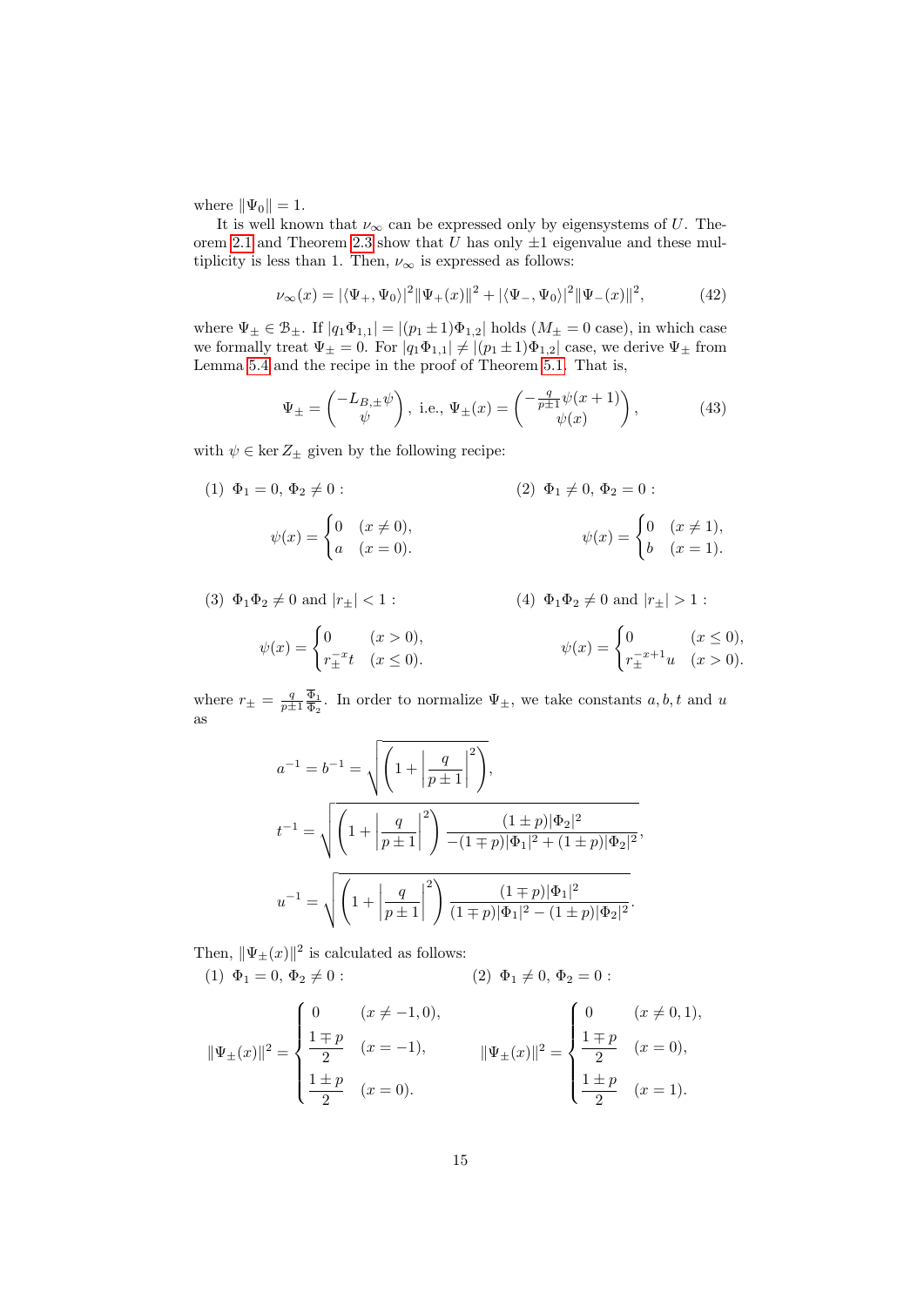where $\|\Psi_0\| = 1$.

It is well known that $\nu_\infty$ can be expressed only by eigensystems of $U$. Theorem 2.1 and Theorem 2.3 show that $U$ has only $\pm 1$ eigenvalue and these multiplicity is less than 1. Then, $\nu_\infty$ is expressed as follows:

$$\nu_\infty(x) = |\langle \Psi_+, \Psi_0 \rangle|^2 \|\Psi_+(x)\|^2 + |\langle \Psi_-, \Psi_0 \rangle|^2 \|\Psi_-(x)\|^2, \tag{42}$$

where $\Psi_\pm \in \mathcal{B}_\pm$. If $|q_1 \Phi_{1,1}| = |(p_1 \pm 1)\Phi_{1,2}|$ holds ($M_\pm = 0$ case), in which case we formally treat $\Psi_\pm = 0$. For $|q_1 \Phi_{1,1}| \neq |(p_1 \pm 1)\Phi_{1,2}|$ case, we derive $\Psi_\pm$ from Lemma 5.4 and the recipe in the proof of Theorem 5.1. That is,

$$\Psi_\pm = \begin{pmatrix} -L_{B,\pm}\psi \\ \psi \end{pmatrix}, \text{ i.e., } \Psi_\pm(x) = \begin{pmatrix} -\frac{q}{p\pm 1}\psi(x+1) \\ \psi(x) \end{pmatrix}, \tag{43}$$

with $\psi \in \ker Z_\pm$ given by the following recipe:

(1) $\Phi_1 = 0,\ \Phi_2 \neq 0$ :

$$\psi(x) = \begin{cases} 0 & (x \neq 0), \\ a & (x = 0). \end{cases}$$

(2) $\Phi_1 \neq 0,\ \Phi_2 = 0$ :

$$\psi(x) = \begin{cases} 0 & (x \neq 1), \\ b & (x = 1). \end{cases}$$

(3) $\Phi_1 \Phi_2 \neq 0$ and $|r_\pm| < 1$ :

$$\psi(x) = \begin{cases} 0 & (x > 0), \\ r_\pm^{-x} t & (x \leq 0). \end{cases}$$

(4) $\Phi_1 \Phi_2 \neq 0$ and $|r_\pm| > 1$ :

$$\psi(x) = \begin{cases} 0 & (x \leq 0), \\ r_\pm^{-x+1} u & (x > 0). \end{cases}$$

where $r_\pm = \frac{q}{p\pm 1}\frac{\overline{\Phi}_1}{\overline{\Phi}_2}$. In order to normalize $\Psi_\pm$, we take constants $a, b, t$ and $u$ as

$$a^{-1} = b^{-1} = \sqrt{\left(1 + \left|\frac{q}{p\pm 1}\right|^2\right)},$$

$$t^{-1} = \sqrt{\left(1 + \left|\frac{q}{p\pm 1}\right|^2\right) \frac{(1\pm p)|\Phi_2|^2}{-(1\mp p)|\Phi_1|^2 + (1\pm p)|\Phi_2|^2}},$$

$$u^{-1} = \sqrt{\left(1 + \left|\frac{q}{p\pm 1}\right|^2\right) \frac{(1\mp p)|\Phi_1|^2}{(1\mp p)|\Phi_1|^2 - (1\pm p)|\Phi_2|^2}}.$$

Then, $\|\Psi_\pm(x)\|^2$ is calculated as follows:

(1) $\Phi_1 = 0,\ \Phi_2 \neq 0$ :

$$\|\Psi_\pm(x)\|^2 = \begin{cases} 0 & (x \neq -1, 0), \\ \dfrac{1\mp p}{2} & (x = -1), \\ \dfrac{1\pm p}{2} & (x = 0). \end{cases}$$

(2) $\Phi_1 \neq 0,\ \Phi_2 = 0$ :

$$\|\Psi_\pm(x)\|^2 = \begin{cases} 0 & (x \neq 0, 1), \\ \dfrac{1\mp p}{2} & (x = 0), \\ \dfrac{1\pm p}{2} & (x = 1). \end{cases}$$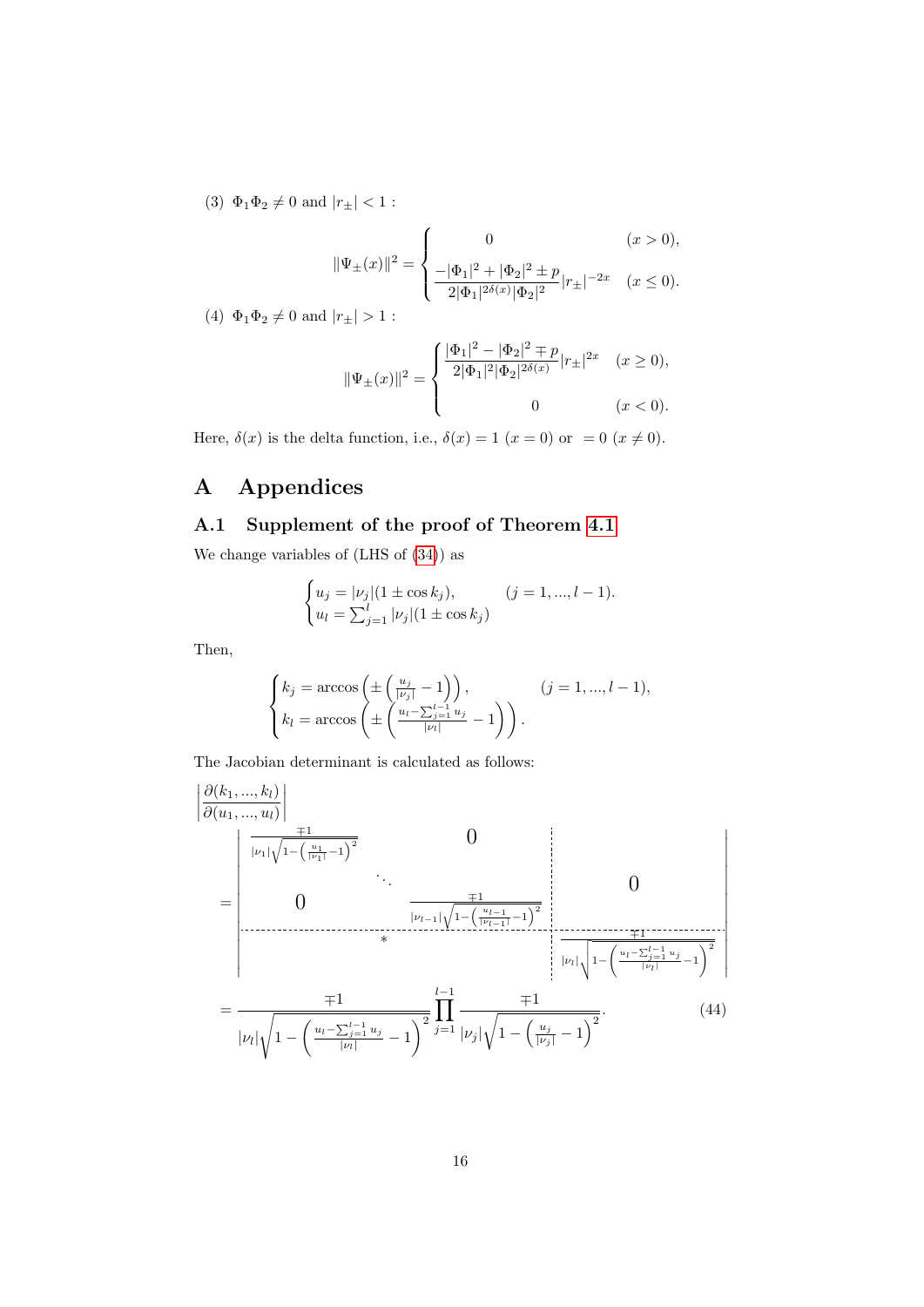(3) $\Phi_1\Phi_2 \neq 0$ and $|r_\pm| < 1$ :

$$\|\Psi_\pm(x)\|^2 = \begin{cases} 0 & (x > 0), \\ \dfrac{-|\Phi_1|^2 + |\Phi_2|^2 \pm p}{2|\Phi_1|^{2\delta(x)}|\Phi_2|^2}|r_\pm|^{-2x} & (x \leq 0). \end{cases}$$

(4) $\Phi_1\Phi_2 \neq 0$ and $|r_\pm| > 1$ :

$$\|\Psi_\pm(x)\|^2 = \begin{cases} \dfrac{|\Phi_1|^2 - |\Phi_2|^2 \mp p}{2|\Phi_1|^2|\Phi_2|^{2\delta(x)}}|r_\pm|^{2x} & (x \geq 0), \\ 0 & (x < 0). \end{cases}$$

Here, $\delta(x)$ is the delta function, i.e., $\delta(x) = 1$ $(x = 0)$ or $= 0$ $(x \neq 0)$.

# A Appendices

## A.1 Supplement of the proof of Theorem 4.1

We change variables of (LHS of (34)) as

$$\begin{cases} u_j = |\nu_j|(1 \pm \cos k_j), & (j = 1, ..., l-1). \\ u_l = \sum_{j=1}^{l} |\nu_j|(1 \pm \cos k_j) \end{cases}$$

Then,

$$\begin{cases} k_j = \arccos\left(\pm\left(\frac{u_j}{|\nu_j|} - 1\right)\right), & (j = 1, ..., l-1), \\ k_l = \arccos\left(\pm\left(\frac{u_l - \sum_{j=1}^{l-1} u_j}{|\nu_l|} - 1\right)\right). \end{cases}$$

The Jacobian determinant is calculated as follows:

$$\left|\frac{\partial(k_1, ..., k_l)}{\partial(u_1, ..., u_l)}\right| = \left|\begin{array}{ccc:c} \frac{\mp 1}{|\nu_1|\sqrt{1-\left(\frac{u_1}{|\nu_1|}-1\right)^2}} & & 0 & \\ & \ddots & & 0 \\ 0 & & \frac{\mp 1}{|\nu_{l-1}|\sqrt{1-\left(\frac{u_{l-1}}{|\nu_{l-1}|}-1\right)^2}} & \\ \hdashline & * & & \frac{\mp 1}{|\nu_l|\sqrt{1-\left(\frac{u_l - \sum_{j=1}^{l-1} u_j}{|\nu_l|}-1\right)^2}} \end{array}\right|$$

$$= \frac{\mp 1}{|\nu_l|\sqrt{1-\left(\frac{u_l - \sum_{j=1}^{l-1} u_j}{|\nu_l|}-1\right)^2}} \prod_{j=1}^{l-1} \frac{\mp 1}{|\nu_j|\sqrt{1-\left(\frac{u_j}{|\nu_j|}-1\right)^2}}. \tag{44}$$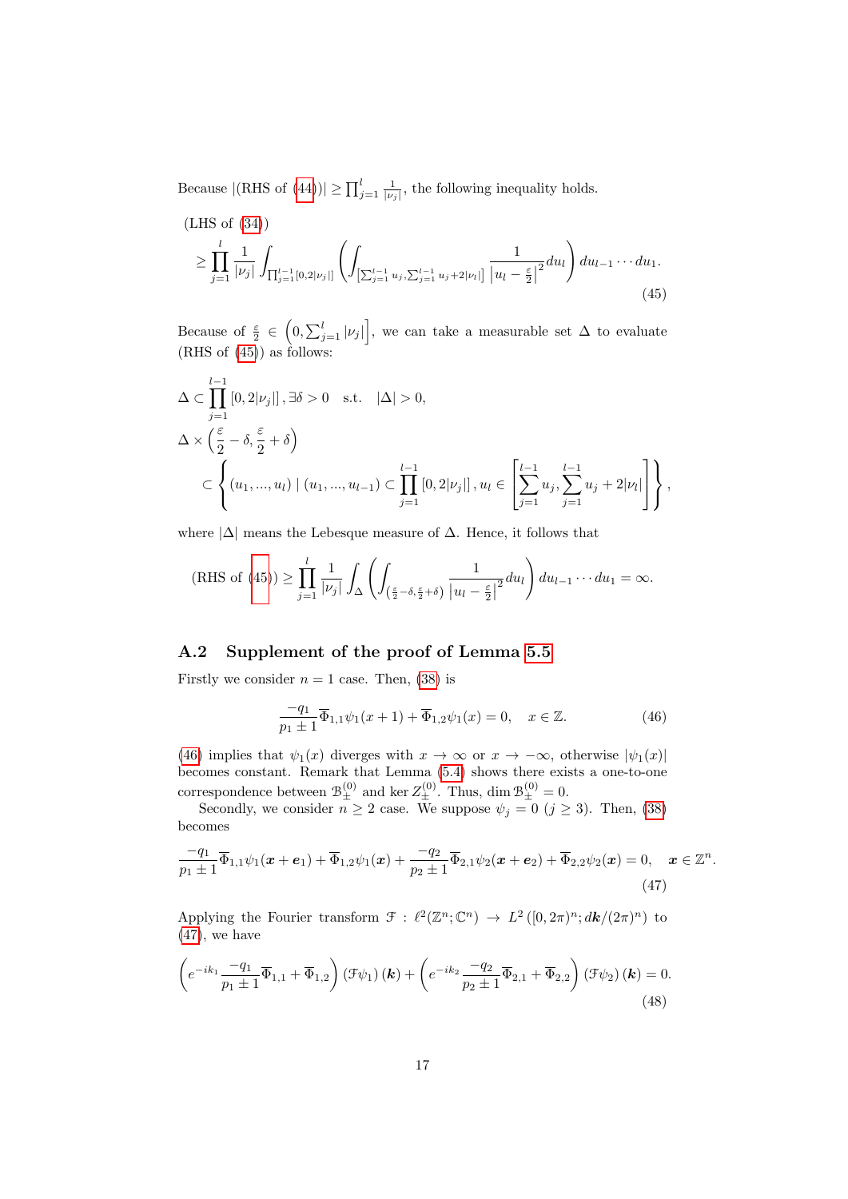Because $|(\text{RHS of } (44))| \geq \prod_{j=1}^{l} \frac{1}{|\nu_j|}$, the following inequality holds.

$$
\begin{aligned}
&(\text{LHS of } (34)) \\
&\quad \geq \prod_{j=1}^{l} \frac{1}{|\nu_j|} \int_{\prod_{j=1}^{l-1}[0,2|\nu_j|]} \left( \int_{\left[\sum_{j=1}^{l-1} u_j, \sum_{j=1}^{l-1} u_j + 2|\nu_l|\right]} \frac{1}{\left|u_l - \frac{\varepsilon}{2}\right|^2} du_l \right) du_{l-1} \cdots du_1.
\end{aligned} \tag{45}
$$

Because of $\frac{\varepsilon}{2} \in \left(0, \sum_{j=1}^{l} |\nu_j|\right]$, we can take a measurable set $\Delta$ to evaluate (RHS of (45)) as follows:

$$
\begin{aligned}
&\Delta \subset \prod_{j=1}^{l-1} [0, 2|\nu_j|], \exists \delta > 0 \quad \text{s.t.} \quad |\Delta| > 0, \\
&\Delta \times \left( \frac{\varepsilon}{2} - \delta, \frac{\varepsilon}{2} + \delta \right) \\
&\quad \subset \left\{ (u_1, ..., u_l) \mid (u_1, ..., u_{l-1}) \subset \prod_{j=1}^{l-1} [0, 2|\nu_j|], u_l \in \left[ \sum_{j=1}^{l-1} u_j, \sum_{j=1}^{l-1} u_j + 2|\nu_l| \right] \right\},
\end{aligned}
$$

where $|\Delta|$ means the Lebesgue measure of $\Delta$. Hence, it follows that

$$
(\text{RHS of } (45)) \geq \prod_{j=1}^{l} \frac{1}{|\nu_j|} \int_{\Delta} \left( \int_{\left(\frac{\varepsilon}{2} - \delta, \frac{\varepsilon}{2} + \delta\right)} \frac{1}{\left|u_l - \frac{\varepsilon}{2}\right|^2} du_l \right) du_{l-1} \cdots du_1 = \infty.
$$

### A.2 Supplement of the proof of Lemma 5.5

Firstly we consider $n = 1$ case. Then, (38) is

$$
\frac{-q_1}{p_1 \pm 1} \overline{\Phi}_{1,1} \psi_1(x+1) + \overline{\Phi}_{1,2} \psi_1(x) = 0, \quad x \in \mathbb{Z}. \tag{46}
$$

(46) implies that $\psi_1(x)$ diverges with $x \to \infty$ or $x \to -\infty$, otherwise $|\psi_1(x)|$ becomes constant. Remark that Lemma (5.4) shows there exists a one-to-one correspondence between $\mathcal{B}_{\pm}^{(0)}$ and $\ker Z_{\pm}^{(0)}$. Thus, $\dim \mathcal{B}_{\pm}^{(0)} = 0$.

Secondly, we consider $n \geq 2$ case. We suppose $\psi_j = 0$ $(j \geq 3)$. Then, (38) becomes

$$
\frac{-q_1}{p_1 \pm 1} \overline{\Phi}_{1,1} \psi_1(\boldsymbol{x} + \boldsymbol{e}_1) + \overline{\Phi}_{1,2} \psi_1(\boldsymbol{x}) + \frac{-q_2}{p_2 \pm 1} \overline{\Phi}_{2,1} \psi_2(\boldsymbol{x} + \boldsymbol{e}_2) + \overline{\Phi}_{2,2} \psi_2(\boldsymbol{x}) = 0, \quad \boldsymbol{x} \in \mathbb{Z}^n. \tag{47}
$$

Applying the Fourier transform $\mathcal{F} : \ell^2(\mathbb{Z}^n; \mathbb{C}^n) \to L^2\left([0, 2\pi)^n; d\boldsymbol{k}/(2\pi)^n\right)$ to (47), we have

$$
\left( e^{-ik_1} \frac{-q_1}{p_1 \pm 1} \overline{\Phi}_{1,1} + \overline{\Phi}_{1,2} \right) (\mathcal{F}\psi_1)(\boldsymbol{k}) + \left( e^{-ik_2} \frac{-q_2}{p_2 \pm 1} \overline{\Phi}_{2,1} + \overline{\Phi}_{2,2} \right) (\mathcal{F}\psi_2)(\boldsymbol{k}) = 0. \tag{48}
$$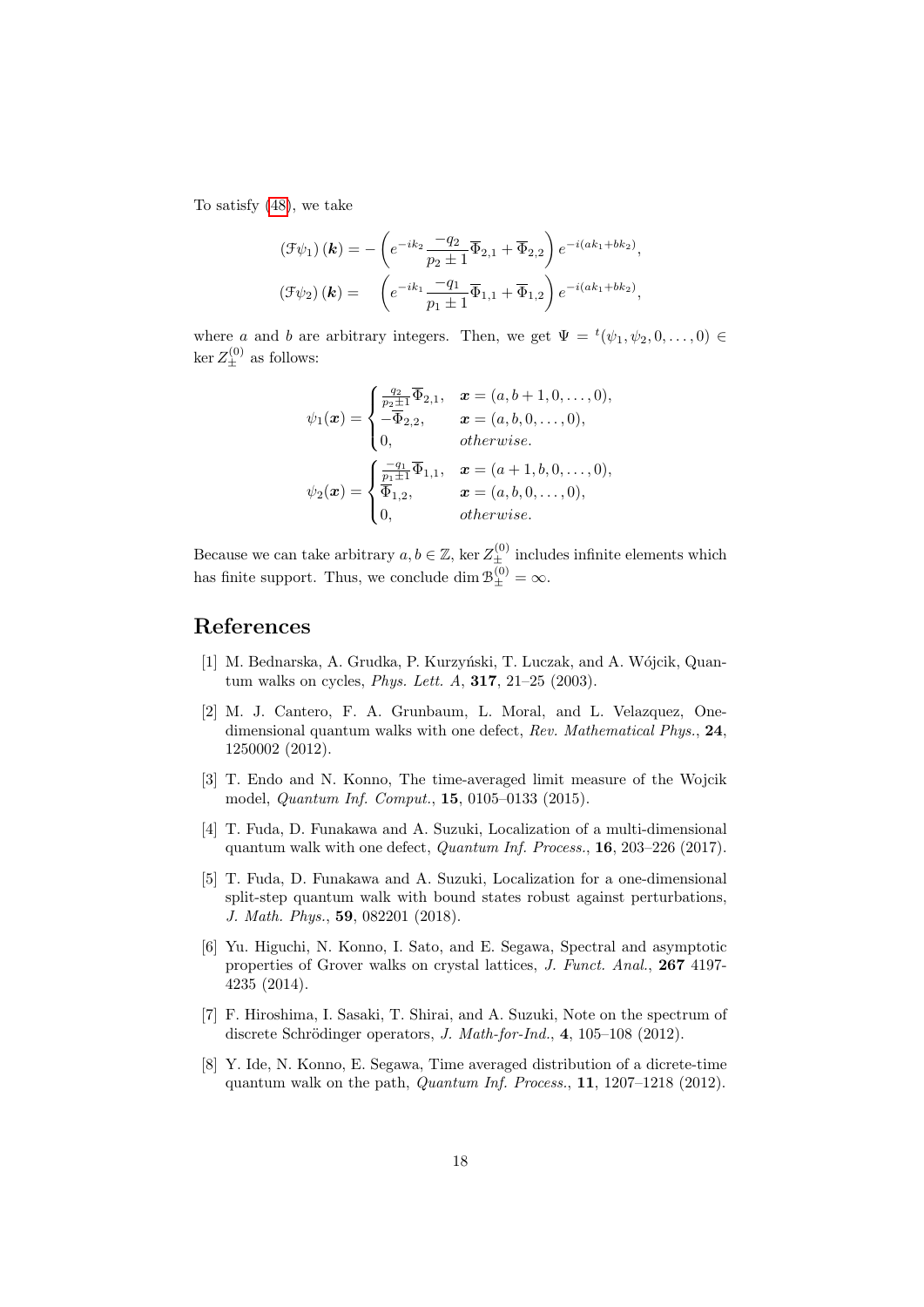To satisfy (48), we take

$$
\begin{aligned}
(\mathcal{F}\psi_1)(\boldsymbol{k}) &= -\left(e^{-ik_2}\frac{-q_2}{p_2 \pm 1}\overline{\Phi}_{2,1} + \overline{\Phi}_{2,2}\right)e^{-i(ak_1+bk_2)}, \\
(\mathcal{F}\psi_2)(\boldsymbol{k}) &= \quad \left(e^{-ik_1}\frac{-q_1}{p_1 \pm 1}\overline{\Phi}_{1,1} + \overline{\Phi}_{1,2}\right)e^{-i(ak_1+bk_2)},
\end{aligned}
$$

where $a$ and $b$ are arbitrary integers. Then, we get $\Psi = {}^t(\psi_1, \psi_2, 0, \ldots, 0) \in \ker Z_{\pm}^{(0)}$ as follows:

$$
\psi_1(\boldsymbol{x}) = \begin{cases} \frac{q_2}{p_2 \pm 1}\overline{\Phi}_{2,1}, & \boldsymbol{x} = (a, b+1, 0, \ldots, 0), \\ -\overline{\Phi}_{2,2}, & \boldsymbol{x} = (a, b, 0, \ldots, 0), \\ 0, & \textit{otherwise}. \end{cases}
$$

$$
\psi_2(\boldsymbol{x}) = \begin{cases} \frac{-q_1}{p_1 \pm 1}\overline{\Phi}_{1,1}, & \boldsymbol{x} = (a+1, b, 0, \ldots, 0), \\ \overline{\Phi}_{1,2}, & \boldsymbol{x} = (a, b, 0, \ldots, 0), \\ 0, & \textit{otherwise}. \end{cases}
$$

Because we can take arbitrary $a, b \in \mathbb{Z}$, $\ker Z_{\pm}^{(0)}$ includes infinite elements which has finite support. Thus, we conclude $\dim \mathcal{B}_{\pm}^{(0)} = \infty$.

# References

[1] M. Bednarska, A. Grudka, P. Kurzyński, T. Luczak, and A. Wójcik, Quantum walks on cycles, *Phys. Lett. A*, **317**, 21–25 (2003).

[2] M. J. Cantero, F. A. Grunbaum, L. Moral, and L. Velazquez, One-dimensional quantum walks with one defect, *Rev. Mathematical Phys.*, **24**, 1250002 (2012).

[3] T. Endo and N. Konno, The time-averaged limit measure of the Wojcik model, *Quantum Inf. Comput.*, **15**, 0105–0133 (2015).

[4] T. Fuda, D. Funakawa and A. Suzuki, Localization of a multi-dimensional quantum walk with one defect, *Quantum Inf. Process.*, **16**, 203–226 (2017).

[5] T. Fuda, D. Funakawa and A. Suzuki, Localization for a one-dimensional split-step quantum walk with bound states robust against perturbations, *J. Math. Phys.*, **59**, 082201 (2018).

[6] Yu. Higuchi, N. Konno, I. Sato, and E. Segawa, Spectral and asymptotic properties of Grover walks on crystal lattices, *J. Funct. Anal.*, **267** 4197-4235 (2014).

[7] F. Hiroshima, I. Sasaki, T. Shirai, and A. Suzuki, Note on the spectrum of discrete Schrödinger operators, *J. Math-for-Ind.*, **4**, 105–108 (2012).

[8] Y. Ide, N. Konno, E. Segawa, Time averaged distribution of a dicrete-time quantum walk on the path, *Quantum Inf. Process.*, **11**, 1207–1218 (2012).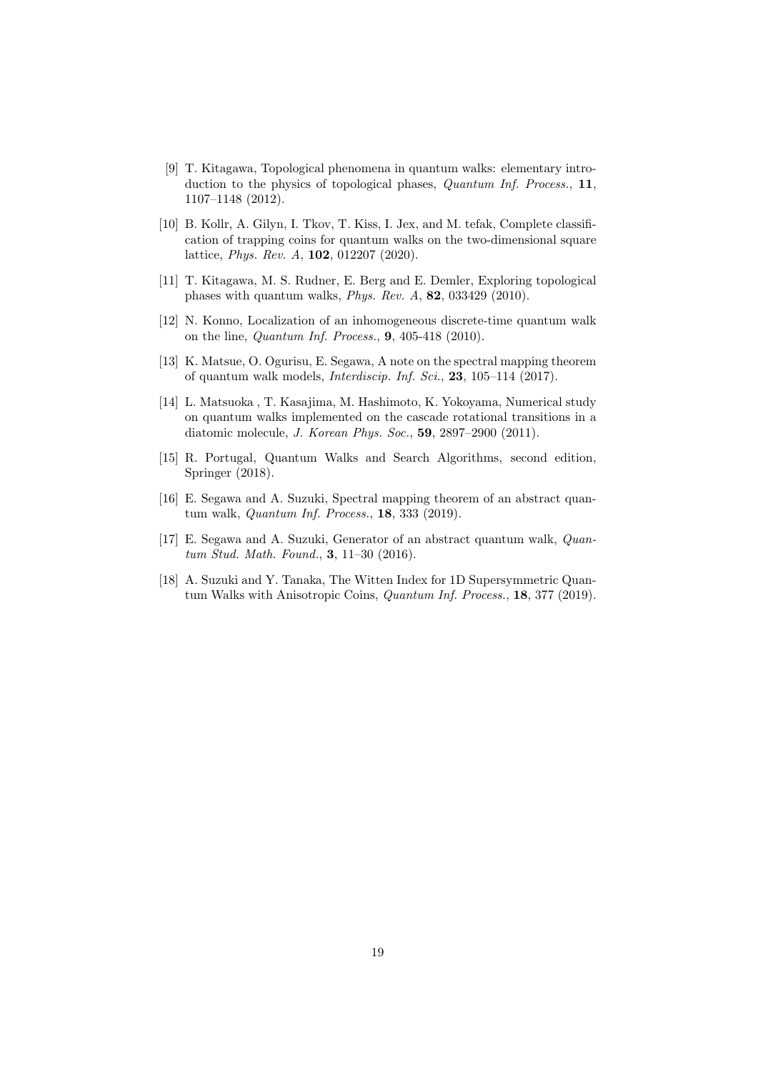[9] T. Kitagawa, Topological phenomena in quantum walks: elementary introduction to the physics of topological phases, *Quantum Inf. Process.*, **11**, 1107–1148 (2012).

[10] B. Kollr, A. Gilyn, I. Tkov, T. Kiss, I. Jex, and M. tefak, Complete classification of trapping coins for quantum walks on the two-dimensional square lattice, *Phys. Rev. A*, **102**, 012207 (2020).

[11] T. Kitagawa, M. S. Rudner, E. Berg and E. Demler, Exploring topological phases with quantum walks, *Phys. Rev. A*, **82**, 033429 (2010).

[12] N. Konno, Localization of an inhomogeneous discrete-time quantum walk on the line, *Quantum Inf. Process.*, **9**, 405-418 (2010).

[13] K. Matsue, O. Ogurisu, E. Segawa, A note on the spectral mapping theorem of quantum walk models, *Interdiscip. Inf. Sci.*, **23**, 105–114 (2017).

[14] L. Matsuoka , T. Kasajima, M. Hashimoto, K. Yokoyama, Numerical study on quantum walks implemented on the cascade rotational transitions in a diatomic molecule, *J. Korean Phys. Soc.*, **59**, 2897–2900 (2011).

[15] R. Portugal, Quantum Walks and Search Algorithms, second edition, Springer (2018).

[16] E. Segawa and A. Suzuki, Spectral mapping theorem of an abstract quantum walk, *Quantum Inf. Process.*, **18**, 333 (2019).

[17] E. Segawa and A. Suzuki, Generator of an abstract quantum walk, *Quantum Stud. Math. Found.*, **3**, 11–30 (2016).

[18] A. Suzuki and Y. Tanaka, The Witten Index for 1D Supersymmetric Quantum Walks with Anisotropic Coins, *Quantum Inf. Process.*, **18**, 377 (2019).